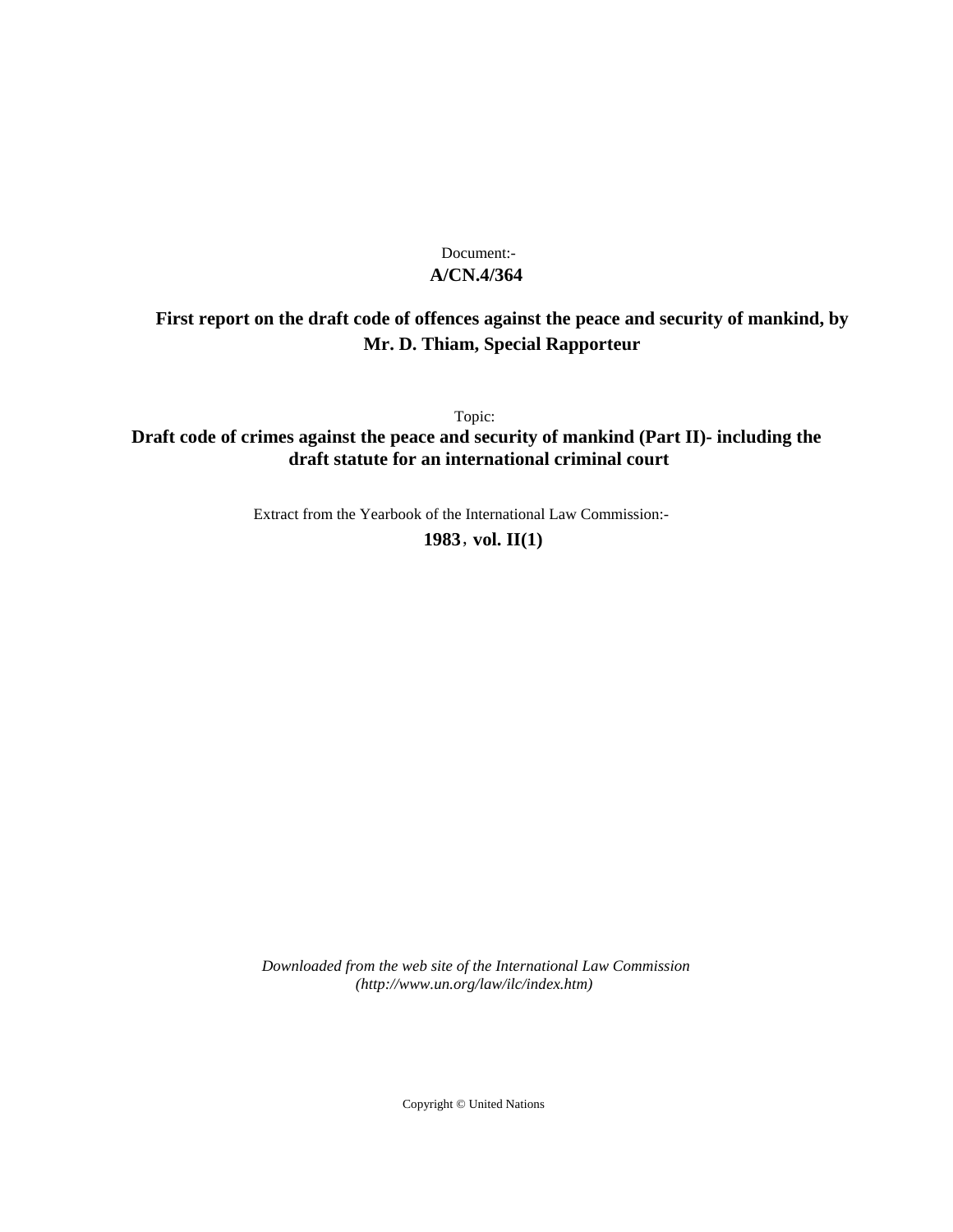Document:-

**A/CN.4/364**

**First report on the draft code of offences against the peace and security of mankind, by Mr. D. Thiam, Special Rapporteur**

Topic:

**Draft code of crimes against the peace and security of mankind (Part II)- including the draft statute for an international criminal court**

Extract from the Yearbook of the International Law Commission:-

**1983**, **vol. II(1)**

*Downloaded from the web site of the International Law Commission (http://www.un.org/law/ilc/index.htm)*

Copyright © United Nations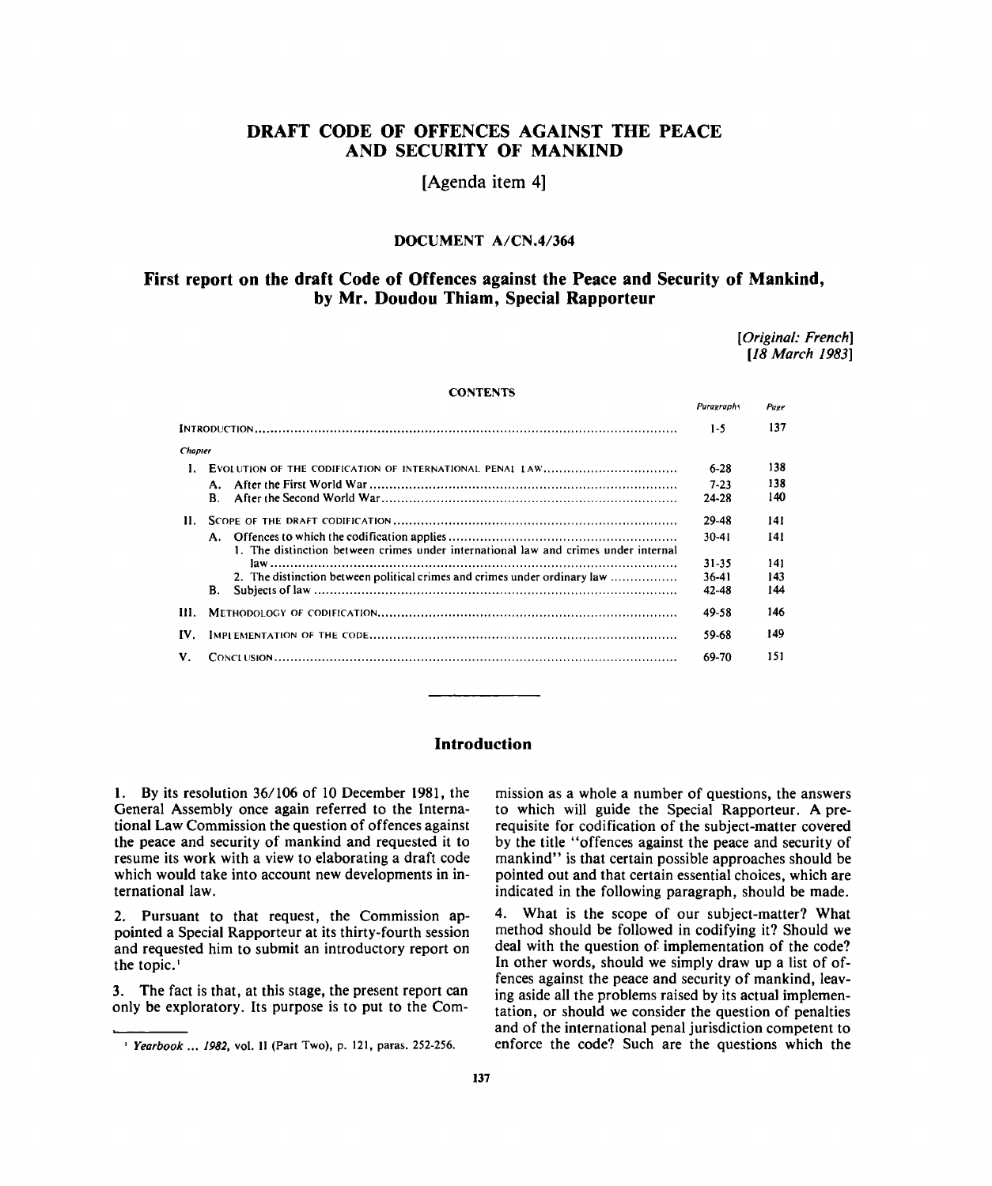# DRAFT CODE OF OFFENCES AGAINST THE PEACE AND SECURITY OF MANKIND

[Agenda item 4]

## DOCUMENT A/CN.4/364

## First report on the draft Code of Offences against the Peace and Security of Mankind, by Mr. Doudou Thiam, Special Rapporteur

*[Original: French]*
*[18 March 1983]*

CONTENTS

| | *Paragraphs* | *Page* |
|---|---|---|
| INTRODUCTION | 1-5 | 137 |
| *Chapter* | | |
| I. EVOLUTION OF THE CODIFICATION OF INTERNATIONAL PENAL LAW | 6-28 | 138 |
| A. After the First World War | 7-23 | 138 |
| B. After the Second World War | 24-28 | 140 |
| II. SCOPE OF THE DRAFT CODIFICATION | 29-48 | 141 |
| A. Offences to which the codification applies | 30-41 | 141 |
| 1. The distinction between crimes under international law and crimes under internal law | 31-35 | 141 |
| 2. The distinction between political crimes and crimes under ordinary law | 36-41 | 143 |
| B. Subjects of law | 42-48 | 144 |
| III. METHODOLOGY OF CODIFICATION | 49-58 | 146 |
| IV. IMPLEMENTATION OF THE CODE | 59-68 | 149 |
| V. CONCLUSION | 69-70 | 151 |

## Introduction

1. By its resolution 36/106 of 10 December 1981, the General Assembly once again referred to the International Law Commission the question of offences against the peace and security of mankind and requested it to resume its work with a view to elaborating a draft code which would take into account new developments in international law.

2. Pursuant to that request, the Commission appointed a Special Rapporteur at its thirty-fourth session and requested him to submit an introductory report on the topic.[1]

3. The fact is that, at this stage, the present report can only be exploratory. Its purpose is to put to the Commission as a whole a number of questions, the answers to which will guide the Special Rapporteur. A prerequisite for codification of the subject-matter covered by the title "offences against the peace and security of mankind" is that certain possible approaches should be pointed out and that certain essential choices, which are indicated in the following paragraph, should be made.

4. What is the scope of our subject-matter? What method should be followed in codifying it? Should we deal with the question of implementation of the code? In other words, should we simply draw up a list of offences against the peace and security of mankind, leaving aside all the problems raised by its actual implementation, or should we consider the question of penalties and of the international penal jurisdiction competent to enforce the code? Such are the questions which the

[1] *Yearbook ... 1982*, vol. II (Part Two), p. 121, paras. 252-256.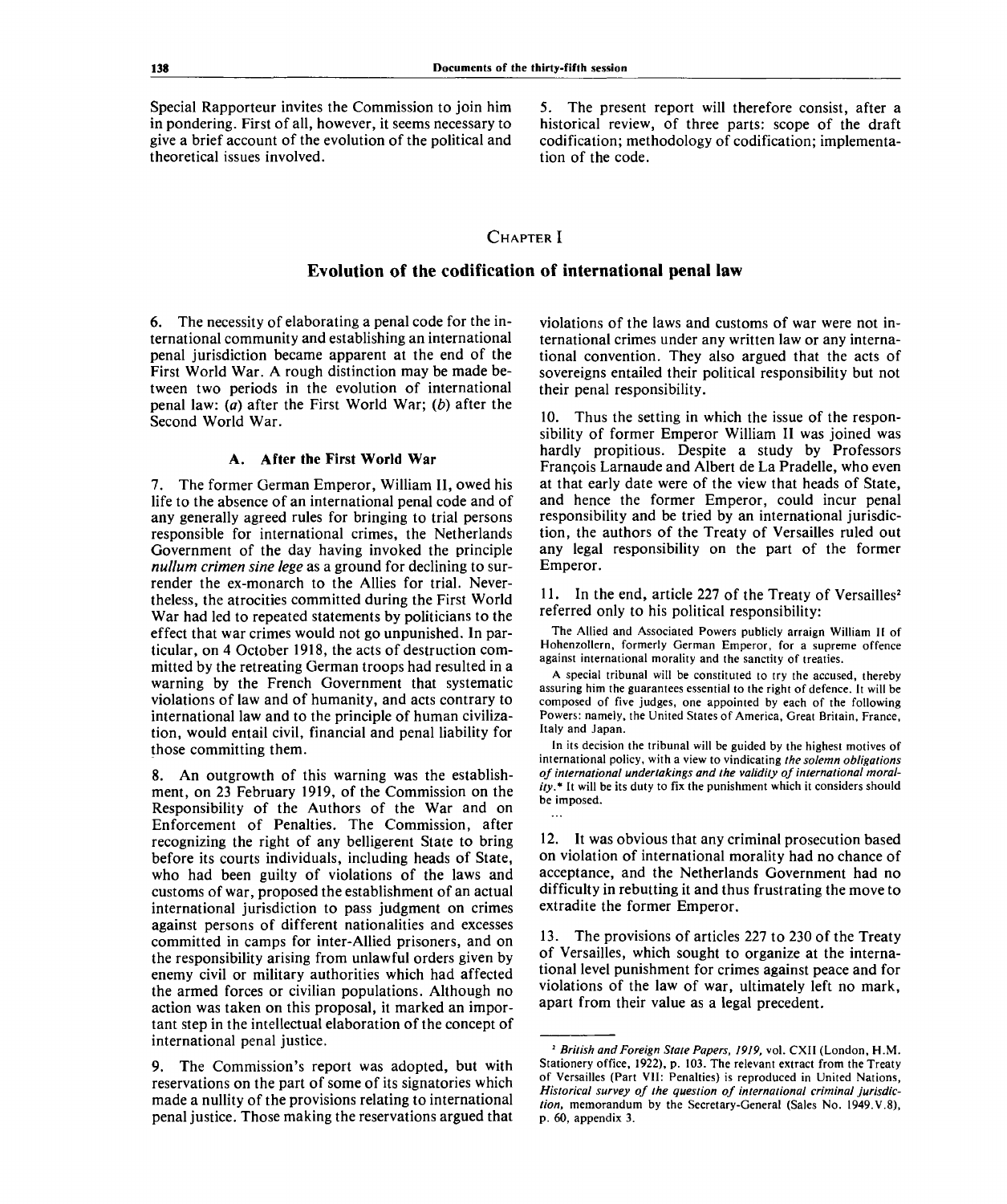Special Rapporteur invites the Commission to join him in pondering. First of all, however, it seems necessary to give a brief account of the evolution of the political and theoretical issues involved.

5. The present report will therefore consist, after a historical review, of three parts: scope of the draft codification; methodology of codification; implementation of the code.

## CHAPTER I

## Evolution of the codification of international penal law

6. The necessity of elaborating a penal code for the international community and establishing an international penal jurisdiction became apparent at the end of the First World War. A rough distinction may be made between two periods in the evolution of international penal law: (*a*) after the First World War; (*b*) after the Second World War.

### A. After the First World War

7. The former German Emperor, William II, owed his life to the absence of an international penal code and of any generally agreed rules for bringing to trial persons responsible for international crimes, the Netherlands Government of the day having invoked the principle *nullum crimen sine lege* as a ground for declining to surrender the ex-monarch to the Allies for trial. Nevertheless, the atrocities committed during the First World War had led to repeated statements by politicians to the effect that war crimes would not go unpunished. In particular, on 4 October 1918, the acts of destruction committed by the retreating German troops had resulted in a warning by the French Government that systematic violations of law and of humanity, and acts contrary to international law and to the principle of human civilization, would entail civil, financial and penal liability for those committing them.

8. An outgrowth of this warning was the establishment, on 23 February 1919, of the Commission on the Responsibility of the Authors of the War and on Enforcement of Penalties. The Commission, after recognizing the right of any belligerent State to bring before its courts individuals, including heads of State, who had been guilty of violations of the laws and customs of war, proposed the establishment of an actual international jurisdiction to pass judgment on crimes against persons of different nationalities and excesses committed in camps for inter-Allied prisoners, and on the responsibility arising from unlawful orders given by enemy civil or military authorities which had affected the armed forces or civilian populations. Although no action was taken on this proposal, it marked an important step in the intellectual elaboration of the concept of international penal justice.

9. The Commission's report was adopted, but with reservations on the part of some of its signatories which made a nullity of the provisions relating to international penal justice. Those making the reservations argued that violations of the laws and customs of war were not international crimes under any written law or any international convention. They also argued that the acts of sovereigns entailed their political responsibility but not their penal responsibility.

10. Thus the setting in which the issue of the responsibility of former Emperor William II was joined was hardly propitious. Despite a study by Professors François Larnaude and Albert de La Pradelle, who even at that early date were of the view that heads of State, and hence the former Emperor, could incur penal responsibility and be tried by an international jurisdiction, the authors of the Treaty of Versailles ruled out any legal responsibility on the part of the former Emperor.

11. In the end, article 227 of the Treaty of Versailles[2] referred only to his political responsibility:

> The Allied and Associated Powers publicly arraign William II of Hohenzollern, formerly German Emperor, for a supreme offence against international morality and the sanctity of treaties.
>
> A special tribunal will be constituted to try the accused, thereby assuring him the guarantees essential to the right of defence. It will be composed of five judges, one appointed by each of the following Powers: namely, the United States of America, Great Britain, France, Italy and Japan.
>
> In its decision the tribunal will be guided by the highest motives of international policy, with a view to vindicating *the solemn obligations of international undertakings and the validity of international morality.\** It will be its duty to fix the punishment which it considers should be imposed.
>
> ...

12. It was obvious that any criminal prosecution based on violation of international morality had no chance of acceptance, and the Netherlands Government had no difficulty in rebutting it and thus frustrating the move to extradite the former Emperor.

13. The provisions of articles 227 to 230 of the Treaty of Versailles, which sought to organize at the international level punishment for crimes against peace and for violations of the law of war, ultimately left no mark, apart from their value as a legal precedent.

---

[2] *British and Foreign State Papers, 1919*, vol. CXII (London, H.M. Stationery office, 1922), p. 103. The relevant extract from the Treaty of Versailles (Part VII: Penalties) is reproduced in United Nations, *Historical survey of the question of international criminal jurisdiction*, memorandum by the Secretary-General (Sales No. 1949.V.8), p. 60, appendix 3.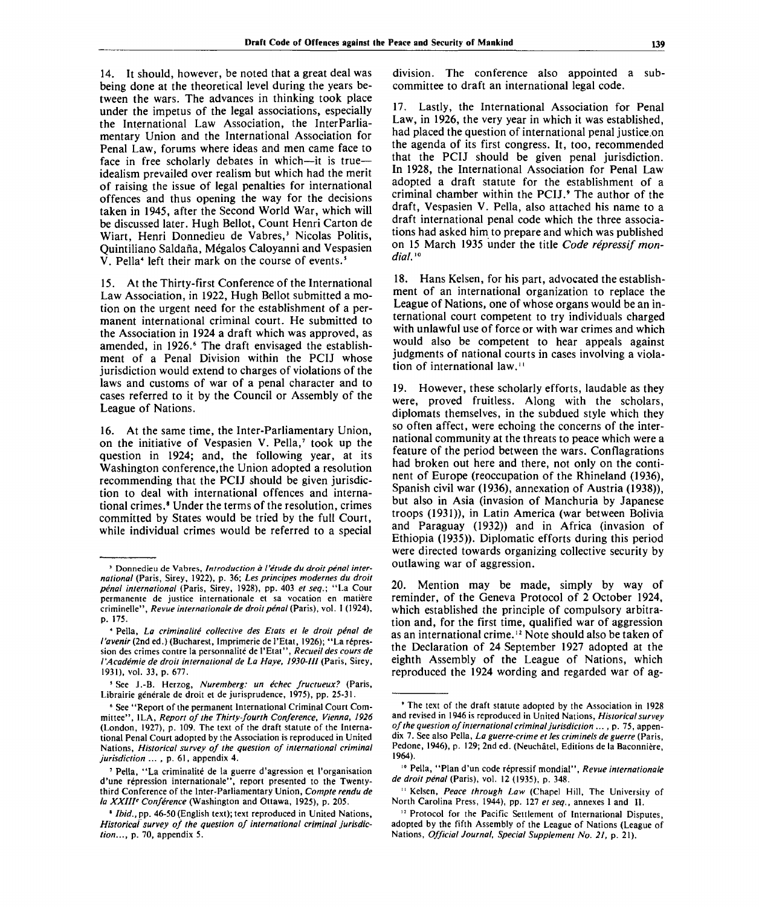14. It should, however, be noted that a great deal was being done at the theoretical level during the years between the wars. The advances in thinking took place under the impetus of the legal associations, especially the International Law Association, the InterParliamentary Union and the International Association for Penal Law, forums where ideas and men came face to face in free scholarly debates in which—it is true—idealism prevailed over realism but which had the merit of raising the issue of legal penalties for international offences and thus opening the way for the decisions taken in 1945, after the Second World War, which will be discussed later. Hugh Bellot, Count Henri Carton de Wiart, Henri Donnedieu de Vabres,[3] Nicolas Politis, Quintiliano Saldaña, Mégalos Caloyanni and Vespasien V. Pella[4] left their mark on the course of events.[5]

15. At the Thirty-first Conference of the International Law Association, in 1922, Hugh Bellot submitted a motion on the urgent need for the establishment of a permanent international criminal court. He submitted to the Association in 1924 a draft which was approved, as amended, in 1926.[6] The draft envisaged the establishment of a Penal Division within the PCIJ whose jurisdiction would extend to charges of violations of the laws and customs of war of a penal character and to cases referred to it by the Council or Assembly of the League of Nations.

16. At the same time, the Inter-Parliamentary Union, on the initiative of Vespasien V. Pella,[7] took up the question in 1924; and, the following year, at its Washington conference,the Union adopted a resolution recommending that the PCIJ should be given jurisdiction to deal with international offences and international crimes.[8] Under the terms of the resolution, crimes committed by States would be tried by the full Court, while individual crimes would be referred to a special division. The conference also appointed a subcommittee to draft an international legal code.

17. Lastly, the International Association for Penal Law, in 1926, the very year in which it was established, had placed the question of international penal justice on the agenda of its first congress. It, too, recommended that the PCIJ should be given penal jurisdiction. In 1928, the International Association for Penal Law adopted a draft statute for the establishment of a criminal chamber within the PCIJ.[9] The author of the draft, Vespasien V. Pella, also attached his name to a draft international penal code which the three associations had asked him to prepare and which was published on 15 March 1935 under the title *Code répressif mondial*.[10]

18. Hans Kelsen, for his part, advocated the establishment of an international organization to replace the League of Nations, one of whose organs would be an international court competent to try individuals charged with unlawful use of force or with war crimes and which would also be competent to hear appeals against judgments of national courts in cases involving a violation of international law.[11]

19. However, these scholarly efforts, laudable as they were, proved fruitless. Along with the scholars, diplomats themselves, in the subdued style which they so often affect, were echoing the concerns of the international community at the threats to peace which were a feature of the period between the wars. Conflagrations had broken out here and there, not only on the continent of Europe (reoccupation of the Rhineland (1936), Spanish civil war (1936), annexation of Austria (1938)), but also in Asia (invasion of Manchuria by Japanese troops (1931)), in Latin America (war between Bolivia and Paraguay (1932)) and in Africa (invasion of Ethiopia (1935)). Diplomatic efforts during this period were directed towards organizing collective security by outlawing war of aggression.

20. Mention may be made, simply by way of reminder, of the Geneva Protocol of 2 October 1924, which established the principle of compulsory arbitration and, for the first time, qualified war of aggression as an international crime.[12] Note should also be taken of the Declaration of 24 September 1927 adopted at the eighth Assembly of the League of Nations, which reproduced the 1924 wording and regarded war of ag-

---

[3] Donnedieu de Vabres, *Introduction à l'étude du droit pénal international* (Paris, Sirey, 1922), p. 36; *Les principes modernes du droit pénal international* (Paris, Sirey, 1928), pp. 403 *et seq.*; "La Cour permanente de justice internationale et sa vocation en matière criminelle", *Revue internationale de droit pénal* (Paris), vol. 1 (1924), p. 175.

[4] Pella, *La criminalité collective des Etats et le droit pénal de l'avenir* (2nd ed.) (Bucharest, Imprimerie de l'Etat, 1926); "La répression des crimes contre la personnalité de l'Etat", *Recueil des cours de l'Académie de droit international de La Haye, 1930-III* (Paris, Sirey, 1931), vol. 33, p. 677.

[5] See J.-B. Herzog, *Nuremberg: un échec fructueux?* (Paris, Librairie générale de droit et de jurisprudence, 1975), pp. 25-31.

[6] See "Report of the permanent International Criminal Court Committee", ILA, *Report of the Thirty-fourth Conference, Vienna, 1926* (London, 1927), p. 109. The text of the draft statute of the International Penal Court adopted by the Association is reproduced in United Nations, *Historical survey of the question of international criminal jurisdiction ...*, p. 61, appendix 4.

[7] Pella, "La criminalité de la guerre d'agression et l'organisation d'une répression internationale", report presented to the Twenty-third Conference of the Inter-Parliamentary Union, *Compte rendu de la XXIII^e Conférence* (Washington and Ottawa, 1925), p. 205.

[8] *Ibid.*, pp. 46-50 (English text); text reproduced in United Nations, *Historical survey of the question of international criminal jurisdiction...*, p. 70, appendix 5.

[9] The text of the draft statute adopted by the Association in 1928 and revised in 1946 is reproduced in United Nations, *Historical survey of the question of international criminal jurisdiction ...*, p. 75, appendix 7. See also Pella, *La guerre-crime et les criminels de guerre* (Paris, Pedone, 1946), p. 129; 2nd ed. (Neuchâtel, Editions de la Baconnière, 1964).

[10] Pella, "Plan d'un code répressif mondial", *Revue internationale de droit pénal* (Paris), vol. 12 (1935), p. 348.

[11] Kelsen, *Peace through Law* (Chapel Hill, The University of North Carolina Press, 1944), pp. 127 *et seq.*, annexes I and II.

[12] Protocol for the Pacific Settlement of International Disputes, adopted by the fifth Assembly of the League of Nations (League of Nations, *Official Journal, Special Supplement No. 21*, p. 21).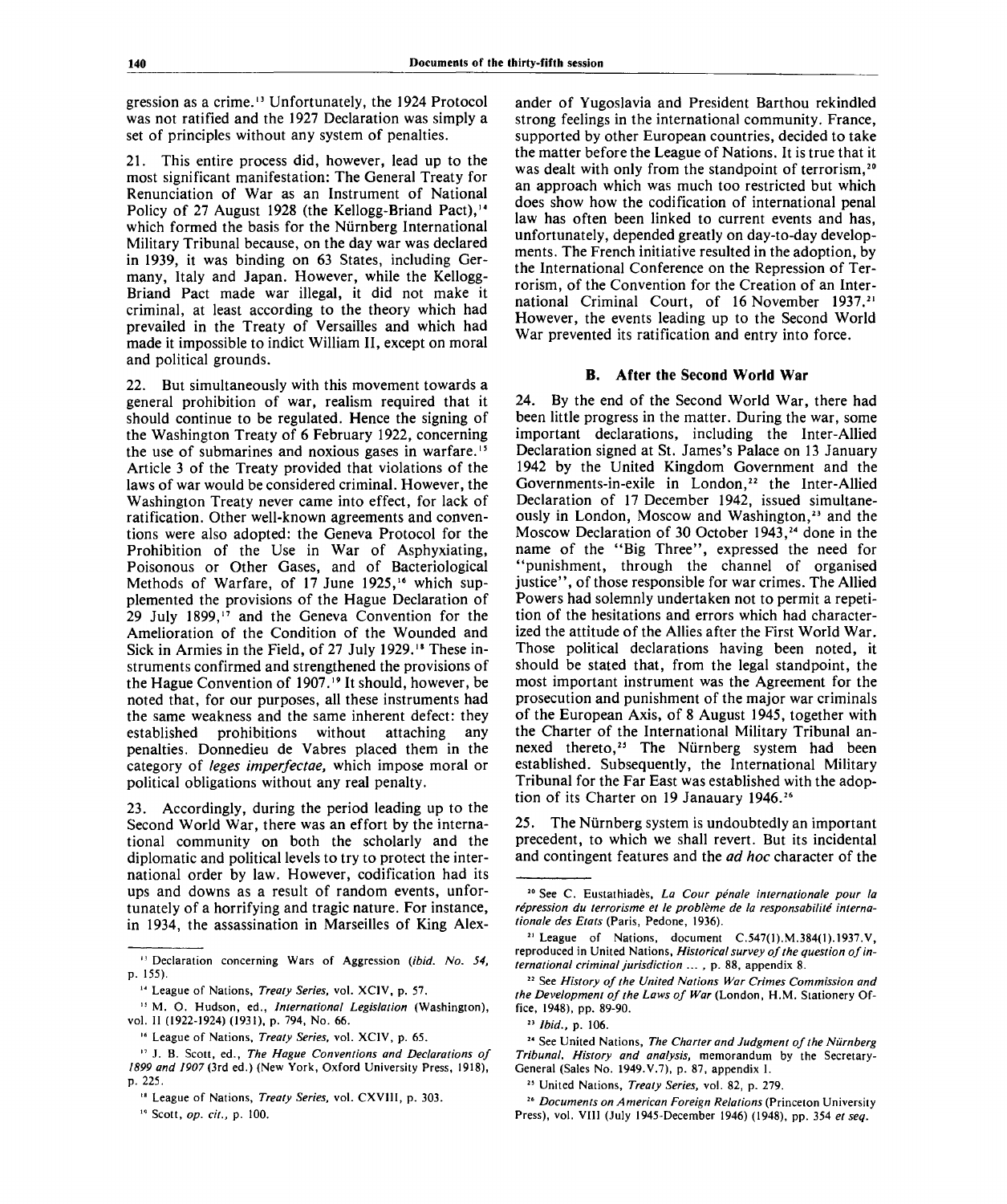gression as a crime.[13] Unfortunately, the 1924 Protocol was not ratified and the 1927 Declaration was simply a set of principles without any system of penalties.

21. This entire process did, however, lead up to the most significant manifestation: The General Treaty for Renunciation of War as an Instrument of National Policy of 27 August 1928 (the Kellogg-Briand Pact),[14] which formed the basis for the Nürnberg International Military Tribunal because, on the day war was declared in 1939, it was binding on 63 States, including Germany, Italy and Japan. However, while the Kellogg-Briand Pact made war illegal, it did not make it criminal, at least according to the theory which had prevailed in the Treaty of Versailles and which had made it impossible to indict William II, except on moral and political grounds.

22. But simultaneously with this movement towards a general prohibition of war, realism required that it should continue to be regulated. Hence the signing of the Washington Treaty of 6 February 1922, concerning the use of submarines and noxious gases in warfare.[15] Article 3 of the Treaty provided that violations of the laws of war would be considered criminal. However, the Washington Treaty never came into effect, for lack of ratification. Other well-known agreements and conventions were also adopted: the Geneva Protocol for the Prohibition of the Use in War of Asphyxiating, Poisonous or Other Gases, and of Bacteriological Methods of Warfare, of 17 June 1925,[16] which supplemented the provisions of the Hague Declaration of 29 July 1899,[17] and the Geneva Convention for the Amelioration of the Condition of the Wounded and Sick in Armies in the Field, of 27 July 1929.[18] These instruments confirmed and strengthened the provisions of the Hague Convention of 1907.[19] It should, however, be noted that, for our purposes, all these instruments had the same weakness and the same inherent defect: they established prohibitions without attaching any penalties. Donnedieu de Vabres placed them in the category of *leges imperfectae,* which impose moral or political obligations without any real penalty.

23. Accordingly, during the period leading up to the Second World War, there was an effort by the international community on both the scholarly and the diplomatic and political levels to try to protect the international order by law. However, codification had its ups and downs as a result of random events, unfortunately of a horrifying and tragic nature. For instance, in 1934, the assassination in Marseilles of King Alexander of Yugoslavia and President Barthou rekindled strong feelings in the international community. France, supported by other European countries, decided to take the matter before the League of Nations. It is true that it was dealt with only from the standpoint of terrorism,[20] an approach which was much too restricted but which does show how the codification of international penal law has often been linked to current events and has, unfortunately, depended greatly on day-to-day developments. The French initiative resulted in the adoption, by the International Conference on the Repression of Terrorism, of the Convention for the Creation of an International Criminal Court, of 16 November 1937.[21] However, the events leading up to the Second World War prevented its ratification and entry into force.

### B. After the Second World War

24. By the end of the Second World War, there had been little progress in the matter. During the war, some important declarations, including the Inter-Allied Declaration signed at St. James's Palace on 13 January 1942 by the United Kingdom Government and the Governments-in-exile in London,[22] the Inter-Allied Declaration of 17 December 1942, issued simultaneously in London, Moscow and Washington,[23] and the Moscow Declaration of 30 October 1943,[24] done in the name of the "Big Three", expressed the need for "punishment, through the channel of organised justice", of those responsible for war crimes. The Allied Powers had solemnly undertaken not to permit a repetition of the hesitations and errors which had characterized the attitude of the Allies after the First World War. Those political declarations having been noted, it should be stated that, from the legal standpoint, the most important instrument was the Agreement for the prosecution and punishment of the major war criminals of the European Axis, of 8 August 1945, together with the Charter of the International Military Tribunal annexed thereto,[25] The Nürnberg system had been established. Subsequently, the International Military Tribunal for the Far East was established with the adoption of its Charter on 19 Janauary 1946.[26]

25. The Nürnberg system is undoubtedly an important precedent, to which we shall revert. But its incidental and contingent features and the *ad hoc* character of the

---

[13] Declaration concerning Wars of Aggression (*ibid. No. 54,* p. 155).

[14] League of Nations, *Treaty Series,* vol. XCIV, p. 57.

[15] M. O. Hudson, ed., *International Legislation* (Washington), vol. II (1922-1924) (1931), p. 794, No. 66.

[16] League of Nations, *Treaty Series,* vol. XCIV, p. 65.

[17] J. B. Scott, ed., *The Hague Conventions and Declarations of 1899 and 1907* (3rd ed.) (New York, Oxford University Press, 1918), p. 225.

[18] League of Nations, *Treaty Series,* vol. CXVIII, p. 303.

[19] Scott, *op. cit.,* p. 100.

[20] See C. Eustathiadès, *La Cour pénale internationale pour la répression du terrorisme et le problème de la responsabilité internationale des Etats* (Paris, Pedone, 1936).

[21] League of Nations, document C.547(I).M.384(I).1937.V, reproduced in United Nations, *Historical survey of the question of international criminal jurisdiction ...* , p. 88, appendix 8.

[22] See *History of the United Nations War Crimes Commission and the Development of the Laws of War* (London, H.M. Stationery Office, 1948), pp. 89-90.

[23] *Ibid.,* p. 106.

[24] See United Nations, *The Charter and Judgment of the Nürnberg Tribunal. History and analysis,* memorandum by the Secretary-General (Sales No. 1949.V.7), p. 87, appendix I.

[25] United Nations, *Treaty Series,* vol. 82, p. 279.

[26] *Documents on American Foreign Relations* (Princeton University Press), vol. VIII (July 1945-December 1946) (1948), pp. 354 *et seq.*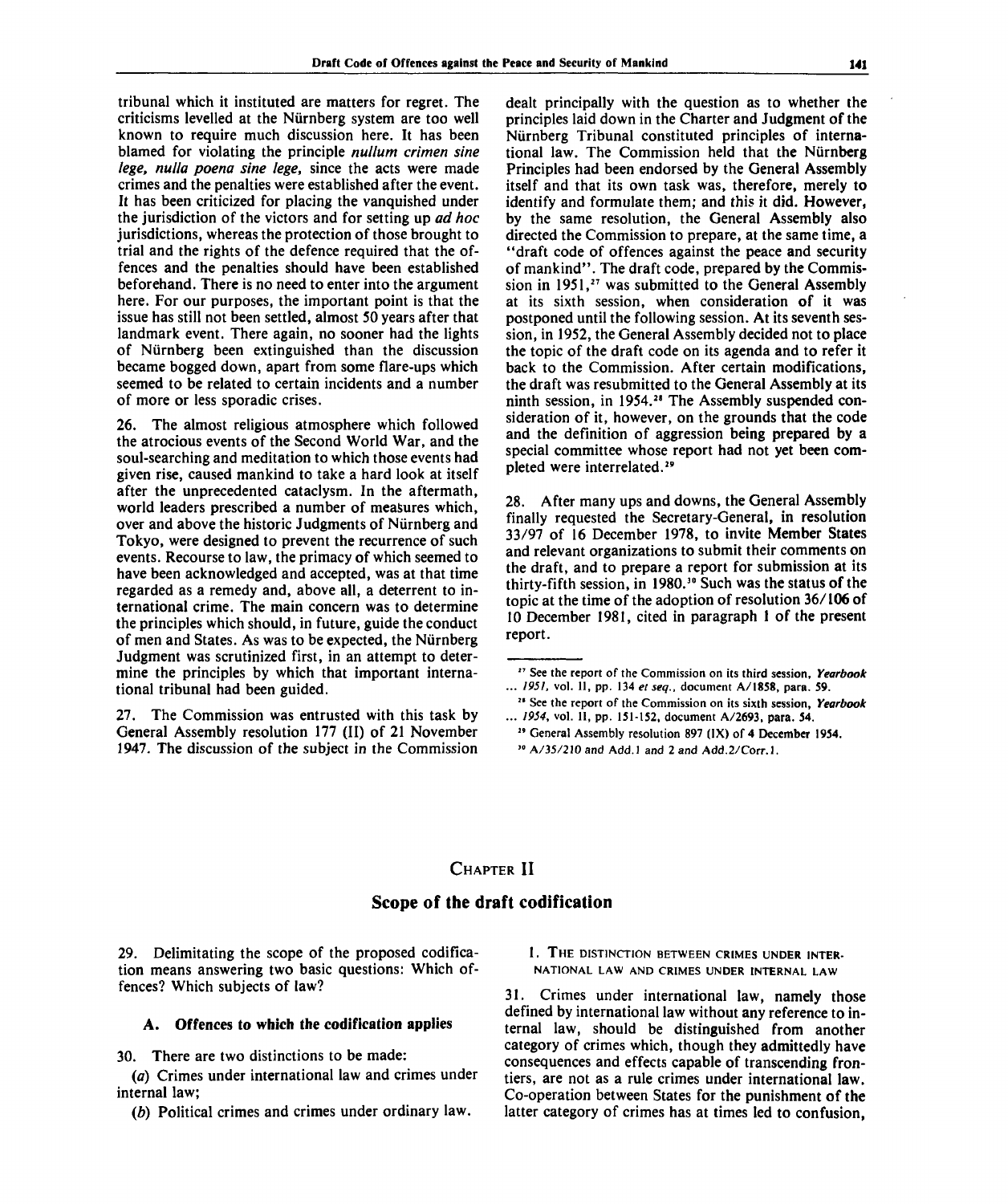tribunal which it instituted are matters for regret. The criticisms levelled at the Nürnberg system are too well known to require much discussion here. It has been blamed for violating the principle *nullum crimen sine lege, nulla poena sine lege,* since the acts were made crimes and the penalties were established after the event. It has been criticized for placing the vanquished under the jurisdiction of the victors and for setting up *ad hoc* jurisdictions, whereas the protection of those brought to trial and the rights of the defence required that the offences and the penalties should have been established beforehand. There is no need to enter into the argument here. For our purposes, the important point is that the issue has still not been settled, almost 50 years after that landmark event. There again, no sooner had the lights of Nürnberg been extinguished than the discussion became bogged down, apart from some flare-ups which seemed to be related to certain incidents and a number of more or less sporadic crises.

26. The almost religious atmosphere which followed the atrocious events of the Second World War, and the soul-searching and meditation to which those events had given rise, caused mankind to take a hard look at itself after the unprecedented cataclysm. In the aftermath, world leaders prescribed a number of measures which, over and above the historic Judgments of Nürnberg and Tokyo, were designed to prevent the recurrence of such events. Recourse to law, the primacy of which seemed to have been acknowledged and accepted, was at that time regarded as a remedy and, above all, a deterrent to international crime. The main concern was to determine the principles which should, in future, guide the conduct of men and States. As was to be expected, the Nürnberg Judgment was scrutinized first, in an attempt to determine the principles by which that important international tribunal had been guided.

27. The Commission was entrusted with this task by General Assembly resolution 177 (II) of 21 November 1947. The discussion of the subject in the Commission dealt principally with the question as to whether the principles laid down in the Charter and Judgment of the Nürnberg Tribunal constituted principles of international law. The Commission held that the Nürnberg Principles had been endorsed by the General Assembly itself and that its own task was, therefore, merely to identify and formulate them; and this it did. However, by the same resolution, the General Assembly also directed the Commission to prepare, at the same time, a "draft code of offences against the peace and security of mankind". The draft code, prepared by the Commission in 1951,[27] was submitted to the General Assembly at its sixth session, when consideration of it was postponed until the following session. At its seventh session, in 1952, the General Assembly decided not to place the topic of the draft code on its agenda and to refer it back to the Commission. After certain modifications, the draft was resubmitted to the General Assembly at its ninth session, in 1954.[28] The Assembly suspended consideration of it, however, on the grounds that the code and the definition of aggression being prepared by a special committee whose report had not yet been completed were interrelated.[29]

28. After many ups and downs, the General Assembly finally requested the Secretary-General, in resolution 33/97 of 16 December 1978, to invite Member States and relevant organizations to submit their comments on the draft, and to prepare a report for submission at its thirty-fifth session, in 1980.[30] Such was the status of the topic at the time of the adoption of resolution 36/106 of 10 December 1981, cited in paragraph 1 of the present report.

[27] See the report of the Commission on its third session, *Yearbook ... 1951*, vol. II, pp. 134 *et seq.*, document A/1858, para. 59.

[28] See the report of the Commission on its sixth session, *Yearbook ... 1954*, vol. II, pp. 151-152, document A/2693, para. 54.

[29] General Assembly resolution 897 (IX) of 4 December 1954.

[30] A/35/210 and Add.1 and 2 and Add.2/Corr.1.

## CHAPTER II

## Scope of the draft codification

29. Delimitating the scope of the proposed codification means answering two basic questions: Which offences? Which subjects of law?

### A. Offences to which the codification applies

30. There are two distinctions to be made:

(*a*) Crimes under international law and crimes under internal law;

(*b*) Political crimes and crimes under ordinary law.

#### 1. The distinction between crimes under international law and crimes under internal law

31. Crimes under international law, namely those defined by international law without any reference to internal law, should be distinguished from another category of crimes which, though they admittedly have consequences and effects capable of transcending frontiers, are not as a rule crimes under international law. Co-operation between States for the punishment of the latter category of crimes has at times led to confusion,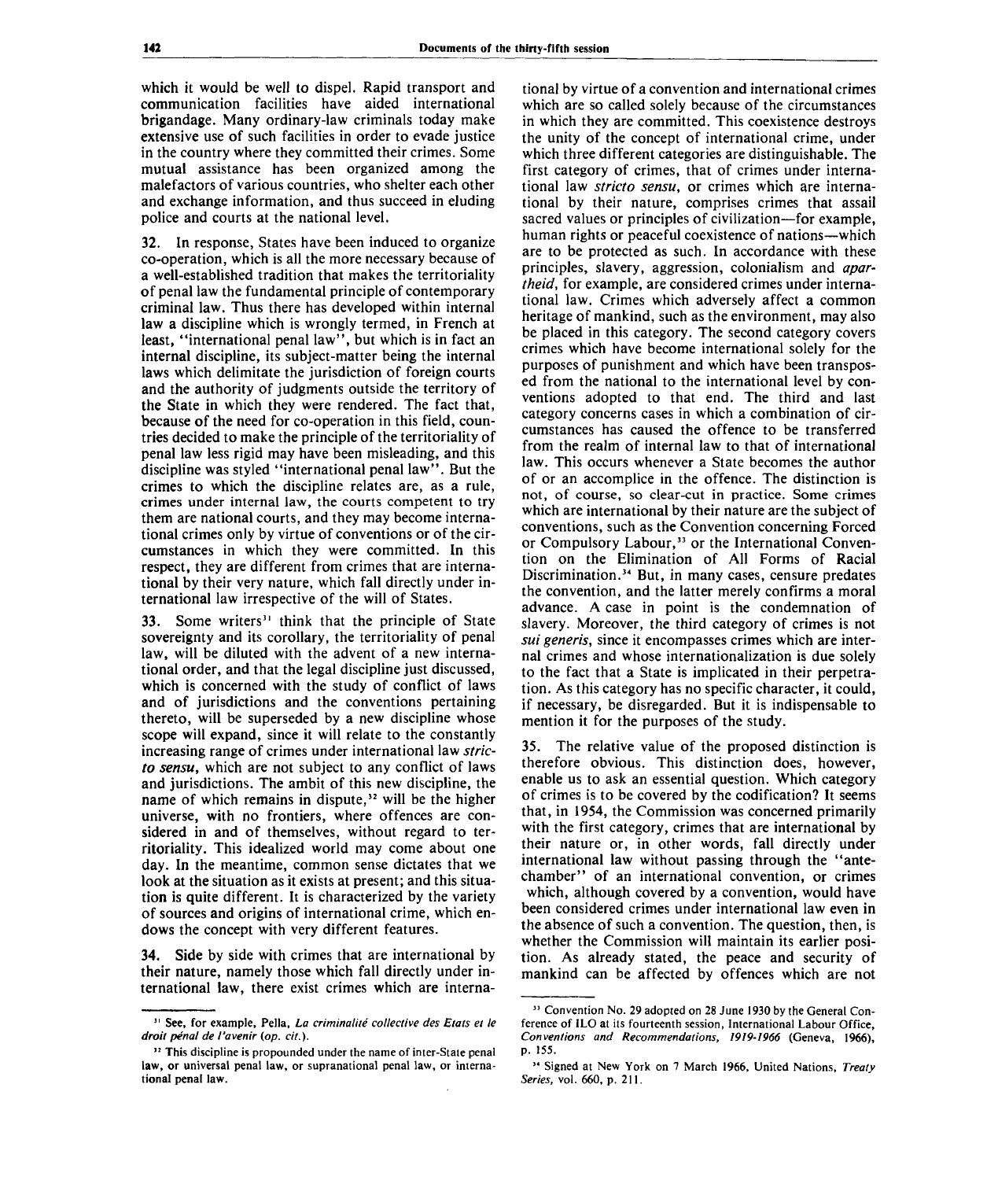which it would be well to dispel. Rapid transport and communication facilities have aided international brigandage. Many ordinary-law criminals today make extensive use of such facilities in order to evade justice in the country where they committed their crimes. Some mutual assistance has been organized among the malefactors of various countries, who shelter each other and exchange information, and thus succeed in eluding police and courts at the national level.

32. In response, States have been induced to organize co-operation, which is all the more necessary because of a well-established tradition that makes the territoriality of penal law the fundamental principle of contemporary criminal law. Thus there has developed within internal law a discipline which is wrongly termed, in French at least, "international penal law", but which is in fact an internal discipline, its subject-matter being the internal laws which delimitate the jurisdiction of foreign courts and the authority of judgments outside the territory of the State in which they were rendered. The fact that, because of the need for co-operation in this field, countries decided to make the principle of the territoriality of penal law less rigid may have been misleading, and this discipline was styled "international penal law". But the crimes to which the discipline relates are, as a rule, crimes under internal law, the courts competent to try them are national courts, and they may become international crimes only by virtue of conventions or of the circumstances in which they were committed. In this respect, they are different from crimes that are international by their very nature, which fall directly under international law irrespective of the will of States.

33. Some writers[31] think that the principle of State sovereignty and its corollary, the territoriality of penal law, will be diluted with the advent of a new international order, and that the legal discipline just discussed, which is concerned with the study of conflict of laws and of jurisdictions and the conventions pertaining thereto, will be superseded by a new discipline whose scope will expand, since it will relate to the constantly increasing range of crimes under international law *stricto sensu*, which are not subject to any conflict of laws and jurisdictions. The ambit of this new discipline, the name of which remains in dispute,[32] will be the higher universe, with no frontiers, where offences are considered in and of themselves, without regard to territoriality. This idealized world may come about one day. In the meantime, common sense dictates that we look at the situation as it exists at present; and this situation is quite different. It is characterized by the variety of sources and origins of international crime, which endows the concept with very different features.

34. Side by side with crimes that are international by their nature, namely those which fall directly under international law, there exist crimes which are international by virtue of a convention and international crimes which are so called solely because of the circumstances in which they are committed. This coexistence destroys the unity of the concept of international crime, under which three different categories are distinguishable. The first category of crimes, that of crimes under international law *stricto sensu*, or crimes which are international by their nature, comprises crimes that assail sacred values or principles of civilization—for example, human rights or peaceful coexistence of nations—which are to be protected as such. In accordance with these principles, slavery, aggression, colonialism and *apartheid*, for example, are considered crimes under international law. Crimes which adversely affect a common heritage of mankind, such as the environment, may also be placed in this category. The second category covers crimes which have become international solely for the purposes of punishment and which have been transposed from the national to the international level by conventions adopted to that end. The third and last category concerns cases in which a combination of circumstances has caused the offence to be transferred from the realm of internal law to that of international law. This occurs whenever a State becomes the author of or an accomplice in the offence. The distinction is not, of course, so clear-cut in practice. Some crimes which are international by their nature are the subject of conventions, such as the Convention concerning Forced or Compulsory Labour,[33] or the International Convention on the Elimination of All Forms of Racial Discrimination.[34] But, in many cases, censure predates the convention, and the latter merely confirms a moral advance. A case in point is the condemnation of slavery. Moreover, the third category of crimes is not *sui generis*, since it encompasses crimes which are internal crimes and whose internationalization is due solely to the fact that a State is implicated in their perpetration. As this category has no specific character, it could, if necessary, be disregarded. But it is indispensable to mention it for the purposes of the study.

35. The relative value of the proposed distinction is therefore obvious. This distinction does, however, enable us to ask an essential question. Which category of crimes is to be covered by the codification? It seems that, in 1954, the Commission was concerned primarily with the first category, crimes that are international by their nature or, in other words, fall directly under international law without passing through the "antechamber" of an international convention, or crimes which, although covered by a convention, would have been considered crimes under international law even in the absence of such a convention. The question, then, is whether the Commission will maintain its earlier position. As already stated, the peace and security of mankind can be affected by offences which are not

---

[31] See, for example, Pella, *La criminalité collective des Etats et le droit pénal de l'avenir* (*op. cit.*).

[32] This discipline is propounded under the name of inter-State penal law, or universal penal law, or supranational penal law, or international penal law.

[33] Convention No. 29 adopted on 28 June 1930 by the General Conference of ILO at its fourteenth session, International Labour Office, *Conventions and Recommendations, 1919-1966* (Geneva, 1966), p. 155.

[34] Signed at New York on 7 March 1966, United Nations, *Treaty Series*, vol. 660, p. 211.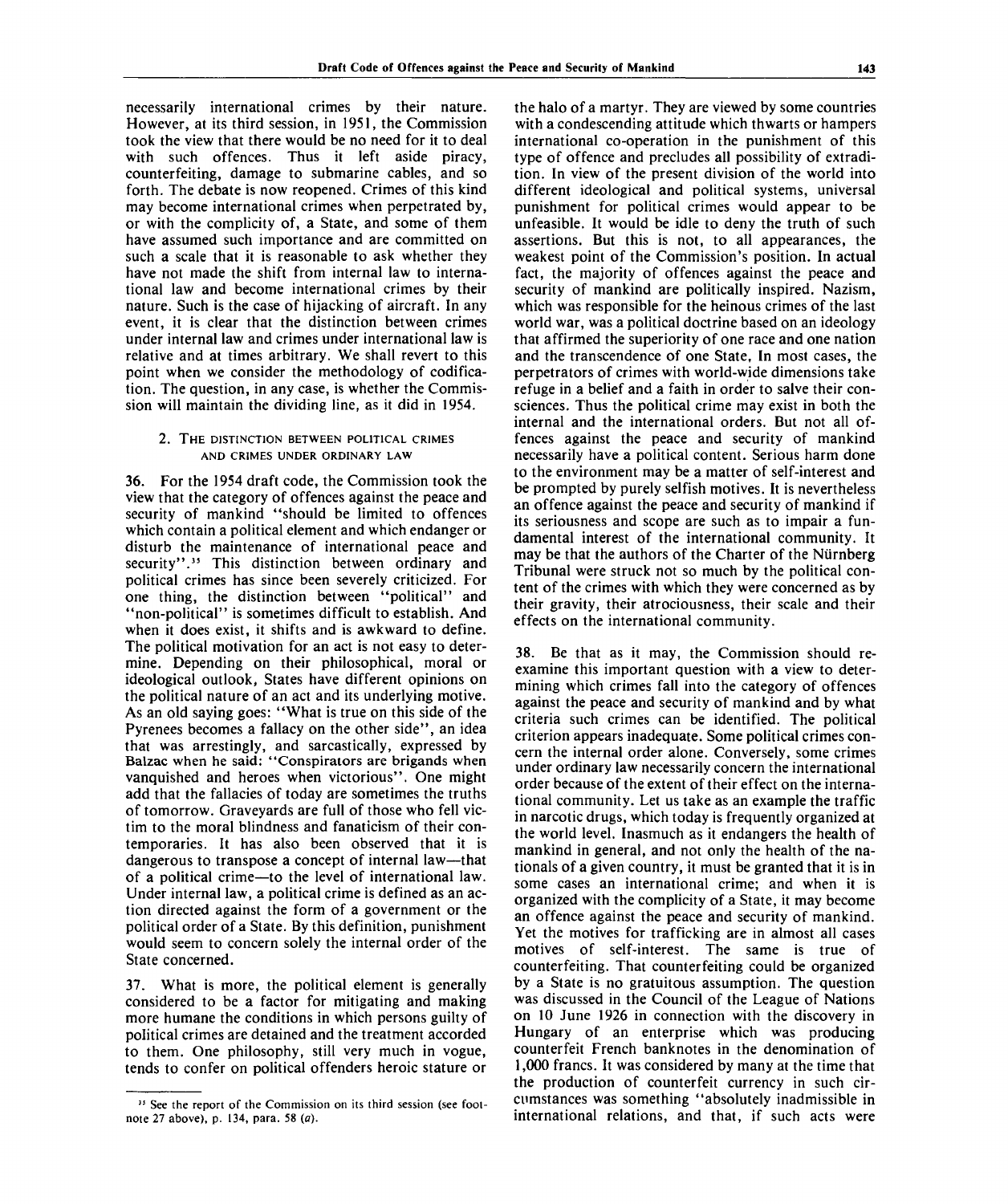necessarily international crimes by their nature. However, at its third session, in 1951, the Commission took the view that there would be no need for it to deal with such offences. Thus it left aside piracy, counterfeiting, damage to submarine cables, and so forth. The debate is now reopened. Crimes of this kind may become international crimes when perpetrated by, or with the complicity of, a State, and some of them have assumed such importance and are committed on such a scale that it is reasonable to ask whether they have not made the shift from internal law to international law and become international crimes by their nature. Such is the case of hijacking of aircraft. In any event, it is clear that the distinction between crimes under internal law and crimes under international law is relative and at times arbitrary. We shall revert to this point when we consider the methodology of codification. The question, in any case, is whether the Commission will maintain the dividing line, as it did in 1954.

### 2. The distinction between political crimes and crimes under ordinary law

36. For the 1954 draft code, the Commission took the view that the category of offences against the peace and security of mankind "should be limited to offences which contain a political element and which endanger or disturb the maintenance of international peace and security".[35] This distinction between ordinary and political crimes has since been severely criticized. For one thing, the distinction between "political" and "non-political" is sometimes difficult to establish. And when it does exist, it shifts and is awkward to define. The political motivation for an act is not easy to determine. Depending on their philosophical, moral or ideological outlook, States have different opinions on the political nature of an act and its underlying motive. As an old saying goes: "What is true on this side of the Pyrenees becomes a fallacy on the other side", an idea that was arrestingly, and sarcastically, expressed by Balzac when he said: "Conspirators are brigands when vanquished and heroes when victorious". One might add that the fallacies of today are sometimes the truths of tomorrow. Graveyards are full of those who fell victim to the moral blindness and fanaticism of their contemporaries. It has also been observed that it is dangerous to transpose a concept of internal law—that of a political crime—to the level of international law. Under internal law, a political crime is defined as an action directed against the form of a government or the political order of a State. By this definition, punishment would seem to concern solely the internal order of the State concerned.

37. What is more, the political element is generally considered to be a factor for mitigating and making more humane the conditions in which persons guilty of political crimes are detained and the treatment accorded to them. One philosophy, still very much in vogue, tends to confer on political offenders heroic stature or the halo of a martyr. They are viewed by some countries with a condescending attitude which thwarts or hampers international co-operation in the punishment of this type of offence and precludes all possibility of extradition. In view of the present division of the world into different ideological and political systems, universal punishment for political crimes would appear to be unfeasible. It would be idle to deny the truth of such assertions. But this is not, to all appearances, the weakest point of the Commission's position. In actual fact, the majority of offences against the peace and security of mankind are politically inspired. Nazism, which was responsible for the heinous crimes of the last world war, was a political doctrine based on an ideology that affirmed the superiority of one race and one nation and the transcendence of one State. In most cases, the perpetrators of crimes with world-wide dimensions take refuge in a belief and a faith in order to salve their consciences. Thus the political crime may exist in both the internal and the international orders. But not all offences against the peace and security of mankind necessarily have a political content. Serious harm done to the environment may be a matter of self-interest and be prompted by purely selfish motives. It is nevertheless an offence against the peace and security of mankind if its seriousness and scope are such as to impair a fundamental interest of the international community. It may be that the authors of the Charter of the Nürnberg Tribunal were struck not so much by the political content of the crimes with which they were concerned as by their gravity, their atrociousness, their scale and their effects on the international community.

38. Be that as it may, the Commission should re-examine this important question with a view to determining which crimes fall into the category of offences against the peace and security of mankind and by what criteria such crimes can be identified. The political criterion appears inadequate. Some political crimes concern the internal order alone. Conversely, some crimes under ordinary law necessarily concern the international order because of the extent of their effect on the international community. Let us take as an example the traffic in narcotic drugs, which today is frequently organized at the world level. Inasmuch as it endangers the health of mankind in general, and not only the health of the nationals of a given country, it must be granted that it is in some cases an international crime; and when it is organized with the complicity of a State, it may become an offence against the peace and security of mankind. Yet the motives for trafficking are in almost all cases motives of self-interest. The same is true of counterfeiting. That counterfeiting could be organized by a State is no gratuitous assumption. The question was discussed in the Council of the League of Nations on 10 June 1926 in connection with the discovery in Hungary of an enterprise which was producing counterfeit French banknotes in the denomination of 1,000 francs. It was considered by many at the time that the production of counterfeit currency in such circumstances was something "absolutely inadmissible in international relations, and that, if such acts were

---

[35] See the report of the Commission on its third session (see footnote 27 above), p. 134, para. 58 (*a*).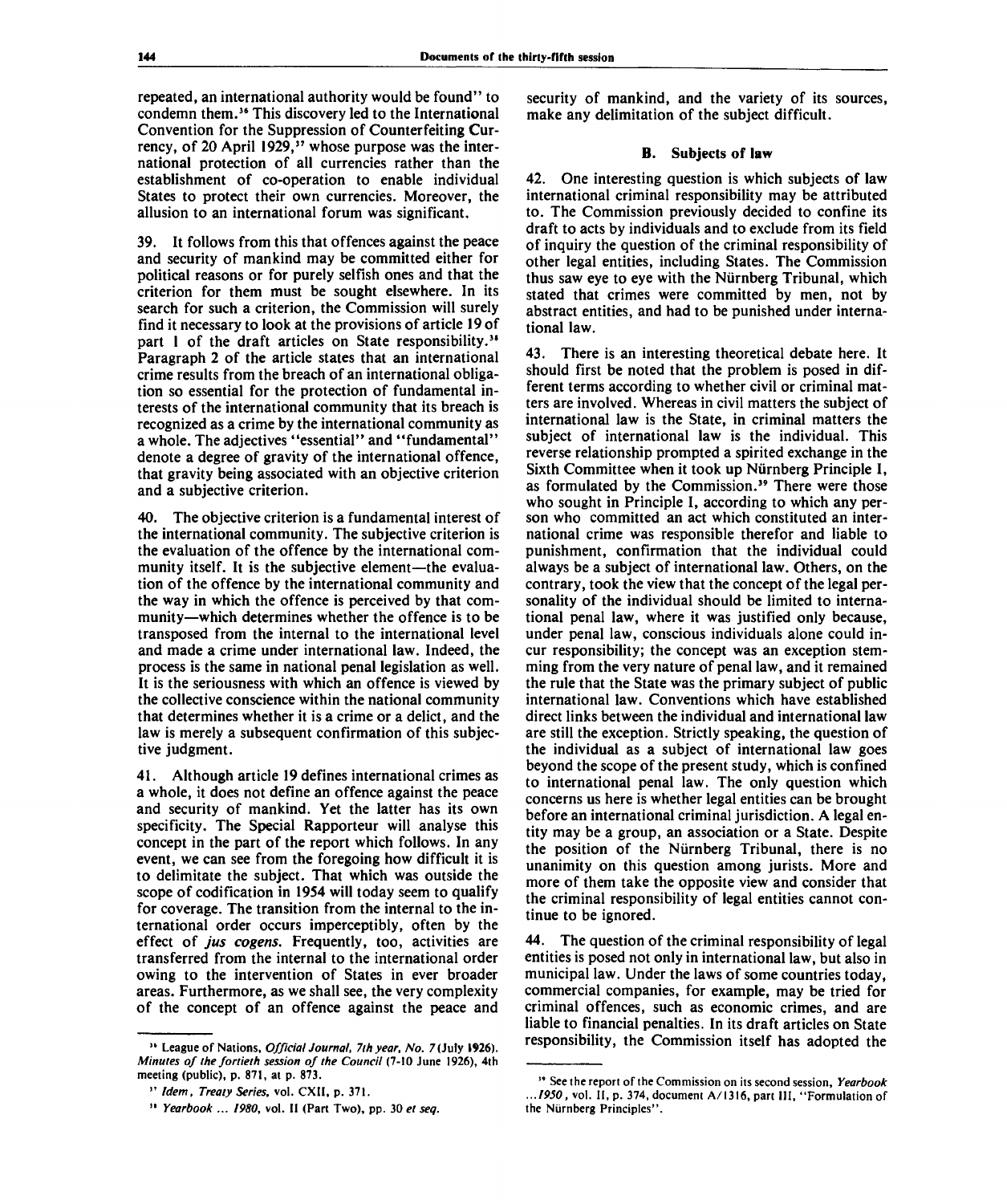repeated, an international authority would be found" to condemn them.[36] This discovery led to the International Convention for the Suppression of Counterfeiting Currency, of 20 April 1929,[37] whose purpose was the international protection of all currencies rather than the establishment of co-operation to enable individual States to protect their own currencies. Moreover, the allusion to an international forum was significant.

39. It follows from this that offences against the peace and security of mankind may be committed either for political reasons or for purely selfish ones and that the criterion for them must be sought elsewhere. In its search for such a criterion, the Commission will surely find it necessary to look at the provisions of article 19 of part 1 of the draft articles on State responsibility.[38] Paragraph 2 of the article states that an international crime results from the breach of an international obligation so essential for the protection of fundamental interests of the international community that its breach is recognized as a crime by the international community as a whole. The adjectives "essential" and "fundamental" denote a degree of gravity of the international offence, that gravity being associated with an objective criterion and a subjective criterion.

40. The objective criterion is a fundamental interest of the international community. The subjective criterion is the evaluation of the offence by the international community itself. It is the subjective element—the evaluation of the offence by the international community and the way in which the offence is perceived by that community—which determines whether the offence is to be transposed from the internal to the international level and made a crime under international law. Indeed, the process is the same in national penal legislation as well. It is the seriousness with which an offence is viewed by the collective conscience within the national community that determines whether it is a crime or a delict, and the law is merely a subsequent confirmation of this subjective judgment.

41. Although article 19 defines international crimes as a whole, it does not define an offence against the peace and security of mankind. Yet the latter has its own specificity. The Special Rapporteur will analyse this concept in the part of the report which follows. In any event, we can see from the foregoing how difficult it is to delimitate the subject. That which was outside the scope of codification in 1954 will today seem to qualify for coverage. The transition from the internal to the international order occurs imperceptibly, often by the effect of *jus cogens*. Frequently, too, activities are transferred from the internal to the international order owing to the intervention of States in ever broader areas. Furthermore, as we shall see, the very complexity of the concept of an offence against the peace and security of mankind, and the variety of its sources, make any delimitation of the subject difficult.

### B. Subjects of law

42. One interesting question is which subjects of law international criminal responsibility may be attributed to. The Commission previously decided to confine its draft to acts by individuals and to exclude from its field of inquiry the question of the criminal responsibility of other legal entities, including States. The Commission thus saw eye to eye with the Nürnberg Tribunal, which stated that crimes were committed by men, not by abstract entities, and had to be punished under international law.

43. There is an interesting theoretical debate here. It should first be noted that the problem is posed in different terms according to whether civil or criminal matters are involved. Whereas in civil matters the subject of international law is the State, in criminal matters the subject of international law is the individual. This reverse relationship prompted a spirited exchange in the Sixth Committee when it took up Nürnberg Principle I, as formulated by the Commission.[39] There were those who sought in Principle I, according to which any person who committed an act which constituted an international crime was responsible therefor and liable to punishment, confirmation that the individual could always be a subject of international law. Others, on the contrary, took the view that the concept of the legal personality of the individual should be limited to international penal law, where it was justified only because, under penal law, conscious individuals alone could incur responsibility; the concept was an exception stemming from the very nature of penal law, and it remained the rule that the State was the primary subject of public international law. Conventions which have established direct links between the individual and international law are still the exception. Strictly speaking, the question of the individual as a subject of international law goes beyond the scope of the present study, which is confined to international penal law. The only question which concerns us here is whether legal entities can be brought before an international criminal jurisdiction. A legal entity may be a group, an association or a State. Despite the position of the Nürnberg Tribunal, there is no unanimity on this question among jurists. More and more of them take the opposite view and consider that the criminal responsibility of legal entities cannot continue to be ignored.

44. The question of the criminal responsibility of legal entities is posed not only in international law, but also in municipal law. Under the laws of some countries today, commercial companies, for example, may be tried for criminal offences, such as economic crimes, and are liable to financial penalties. In its draft articles on State responsibility, the Commission itself has adopted the

---

[36] League of Nations, *Official Journal, 7th year, No. 7* (July 1926). *Minutes of the fortieth session of the Council* (7-10 June 1926), 4th meeting (public), p. 871, at p. 873.

[37] *Idem, Treaty Series*, vol. CXII, p. 371.

[38] *Yearbook ... 1980*, vol. II (Part Two), pp. 30 *et seq.*

[39] See the report of the Commission on its second session, *Yearbook ... 1950*, vol. II, p. 374, document A/1316, part III, "Formulation of the Nürnberg Principles".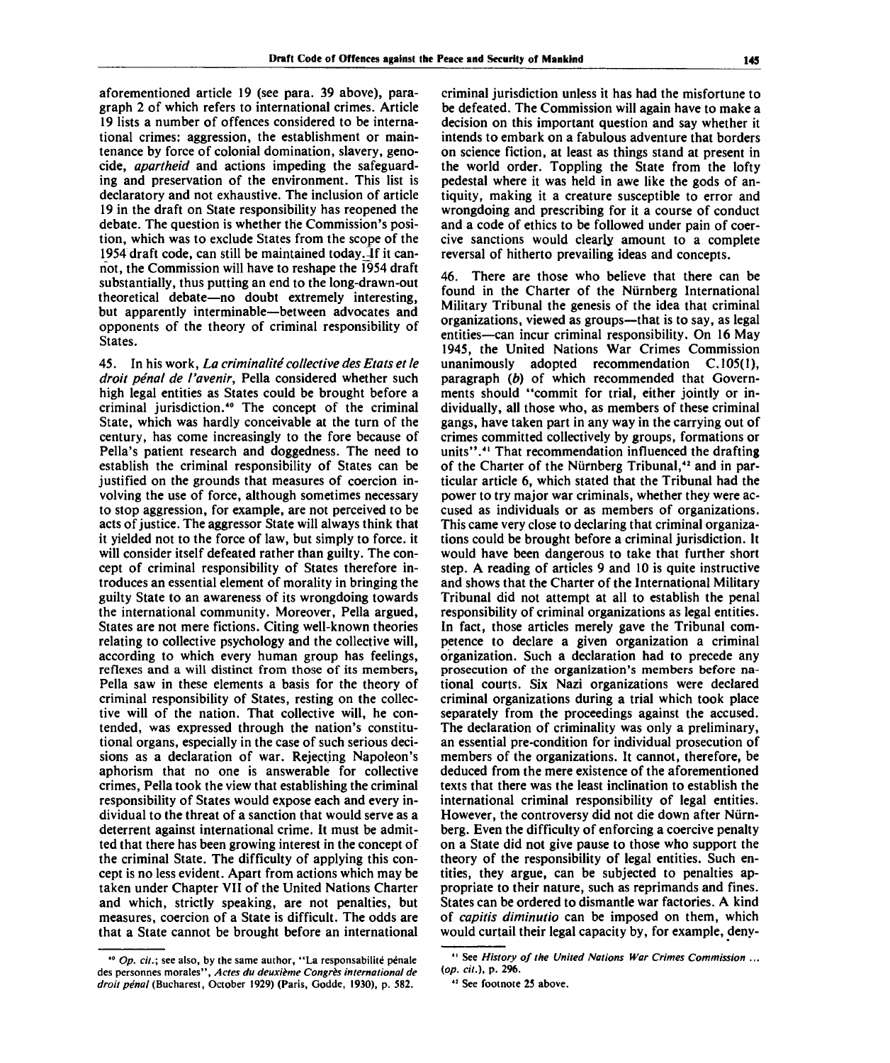aforementioned article 19 (see para. 39 above), paragraph 2 of which refers to international crimes. Article 19 lists a number of offences considered to be international crimes: aggression, the establishment or maintenance by force of colonial domination, slavery, genocide, *apartheid* and actions impeding the safeguarding and preservation of the environment. This list is declaratory and not exhaustive. The inclusion of article 19 in the draft on State responsibility has reopened the debate. The question is whether the Commission's position, which was to exclude States from the scope of the 1954 draft code, can still be maintained today. If it cannot, the Commission will have to reshape the 1954 draft substantially, thus putting an end to the long-drawn-out theoretical debate—no doubt extremely interesting, but apparently interminable—between advocates and opponents of the theory of criminal responsibility of States.

45. In his work, *La criminalité collective des Etats et le droit pénal de l'avenir*, Pella considered whether such high legal entities as States could be brought before a criminal jurisdiction.[40] The concept of the criminal State, which was hardly conceivable at the turn of the century, has come increasingly to the fore because of Pella's patient research and doggedness. The need to establish the criminal responsibility of States can be justified on the grounds that measures of coercion involving the use of force, although sometimes necessary to stop aggression, for example, are not perceived to be acts of justice. The aggressor State will always think that it yielded not to the force of law, but simply to force. it will consider itself defeated rather than guilty. The concept of criminal responsibility of States therefore introduces an essential element of morality in bringing the guilty State to an awareness of its wrongdoing towards the international community. Moreover, Pella argued, States are not mere fictions. Citing well-known theories relating to collective psychology and the collective will, according to which every human group has feelings, reflexes and a will distinct from those of its members, Pella saw in these elements a basis for the theory of criminal responsibility of States, resting on the collective will of the nation. That collective will, he contended, was expressed through the nation's constitutional organs, especially in the case of such serious decisions as a declaration of war. Rejecting Napoleon's aphorism that no one is answerable for collective crimes, Pella took the view that establishing the criminal responsibility of States would expose each and every individual to the threat of a sanction that would serve as a deterrent against international crime. It must be admitted that there has been growing interest in the concept of the criminal State. The difficulty of applying this concept is no less evident. Apart from actions which may be taken under Chapter VII of the United Nations Charter and which, strictly speaking, are not penalties, but measures, coercion of a State is difficult. The odds are that a State cannot be brought before an international criminal jurisdiction unless it has had the misfortune to be defeated. The Commission will again have to make a decision on this important question and say whether it intends to embark on a fabulous adventure that borders on science fiction, at least as things stand at present in the world order. Toppling the State from the lofty pedestal where it was held in awe like the gods of antiquity, making it a creature susceptible to error and wrongdoing and prescribing for it a course of conduct and a code of ethics to be followed under pain of coercive sanctions would clearly amount to a complete reversal of hitherto prevailing ideas and concepts.

46. There are those who believe that there can be found in the Charter of the Nürnberg International Military Tribunal the genesis of the idea that criminal organizations, viewed as groups—that is to say, as legal entities—can incur criminal responsibility. On 16 May 1945, the United Nations War Crimes Commission unanimously adopted recommendation C.105(1), paragraph (*b*) of which recommended that Governments should "commit for trial, either jointly or individually, all those who, as members of these criminal gangs, have taken part in any way in the carrying out of crimes committed collectively by groups, formations or units".[41] That recommendation influenced the drafting of the Charter of the Nürnberg Tribunal,[42] and in particular article 6, which stated that the Tribunal had the power to try major war criminals, whether they were accused as individuals or as members of organizations. This came very close to declaring that criminal organizations could be brought before a criminal jurisdiction. It would have been dangerous to take that further short step. A reading of articles 9 and 10 is quite instructive and shows that the Charter of the International Military Tribunal did not attempt at all to establish the penal responsibility of criminal organizations as legal entities. In fact, those articles merely gave the Tribunal competence to declare a given organization a criminal organization. Such a declaration had to precede any prosecution of the organization's members before national courts. Six Nazi organizations were declared criminal organizations during a trial which took place separately from the proceedings against the accused. The declaration of criminality was only a preliminary, an essential pre-condition for individual prosecution of members of the organizations. It cannot, therefore, be deduced from the mere existence of the aforementioned texts that there was the least inclination to establish the international criminal responsibility of legal entities. However, the controversy did not die down after Nürnberg. Even the difficulty of enforcing a coercive penalty on a State did not give pause to those who support the theory of the responsibility of legal entities. Such entities, they argue, can be subjected to penalties appropriate to their nature, such as reprimands and fines. States can be ordered to dismantle war factories. A kind of *capitis diminutio* can be imposed on them, which would curtail their legal capacity by, for example, deny-

---

[40] *Op. cit.*; see also, by the same author, "La responsabilité pénale des personnes morales", *Actes du deuxième Congrès international de droit pénal* (Bucharest, October 1929) (Paris, Godde, 1930), p. 582.

[41] See *History of the United Nations War Crimes Commission ...* (*op. cit.*), p. 296.

[42] See footnote 25 above.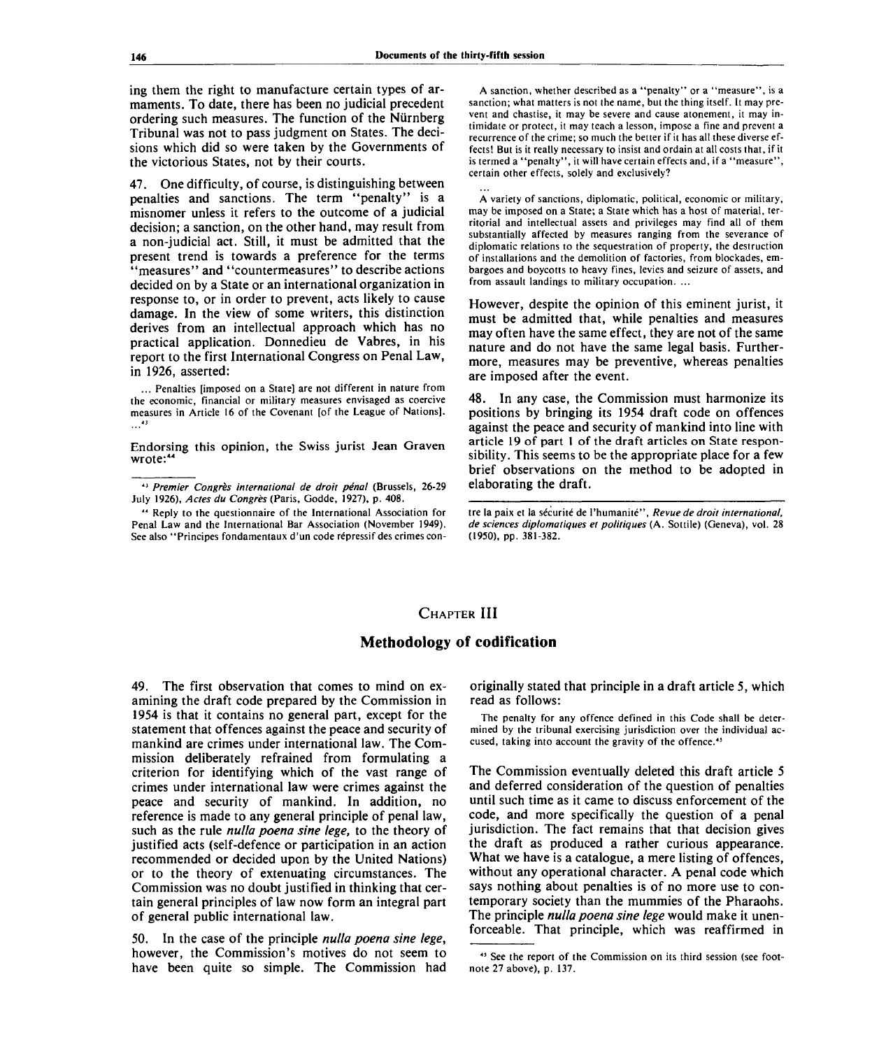ing them the right to manufacture certain types of armaments. To date, there has been no judicial precedent ordering such measures. The function of the Nürnberg Tribunal was not to pass judgment on States. The decisions which did so were taken by the Governments of the victorious States, not by their courts.

47. One difficulty, of course, is distinguishing between penalties and sanctions. The term "penalty" is a misnomer unless it refers to the outcome of a judicial decision; a sanction, on the other hand, may result from a non-judicial act. Still, it must be admitted that the present trend is towards a preference for the terms "measures" and "countermeasures" to describe actions decided on by a State or an international organization in response to, or in order to prevent, acts likely to cause damage. In the view of some writers, this distinction derives from an intellectual approach which has no practical application. Donnedieu de Vabres, in his report to the first International Congress on Penal Law, in 1926, asserted:

> ... Penalties [imposed on a State] are not different in nature from the economic, financial or military measures envisaged as coercive measures in Article 16 of the Covenant [of the League of Nations]. ...[43]

Endorsing this opinion, the Swiss jurist Jean Graven wrote:[44]

> A sanction, whether described as a "penalty" or a "measure", is a sanction; what matters is not the name, but the thing itself. It may prevent and chastise, it may be severe and cause atonement, it may intimidate or protect, it may teach a lesson, impose a fine and prevent a recurrence of the crime; so much the better if it has all these diverse effects! But is it really necessary to insist and ordain at all costs that, if it is termed a "penalty", it will have certain effects and, if a "measure", certain other effects, solely and exclusively?
>
> ...
>
> A variety of sanctions, diplomatic, political, economic or military, may be imposed on a State; a State which has a host of material, territorial and intellectual assets and privileges may find all of them substantially affected by measures ranging from the severance of diplomatic relations to the sequestration of property, the destruction of installations and the demolition of factories, from blockades, embargoes and boycotts to heavy fines, levies and seizure of assets, and from assault landings to military occupation. ...

However, despite the opinion of this eminent jurist, it must be admitted that, while penalties and measures may often have the same effect, they are not of the same nature and do not have the same legal basis. Furthermore, measures may be preventive, whereas penalties are imposed after the event.

48. In any case, the Commission must harmonize its positions by bringing its 1954 draft code on offences against the peace and security of mankind into line with article 19 of part 1 of the draft articles on State responsibility. This seems to be the appropriate place for a few brief observations on the method to be adopted in elaborating the draft.

[43] *Premier Congrès international de droit pénal* (Brussels, 26-29 July 1926), *Actes du Congrès* (Paris, Godde, 1927), p. 408.

[44] Reply to the questionnaire of the International Association for Penal Law and the International Bar Association (November 1949). See also "Principes fondamentaux d'un code répressif des crimes contre la paix et la sécurité de l'humanité", *Revue de droit international, de sciences diplomatiques et politiques* (A. Sottile) (Geneva), vol. 28 (1950), pp. 381-382.

## Chapter III

## Methodology of codification

49. The first observation that comes to mind on examining the draft code prepared by the Commission in 1954 is that it contains no general part, except for the statement that offences against the peace and security of mankind are crimes under international law. The Commission deliberately refrained from formulating a criterion for identifying which of the vast range of crimes under international law were crimes against the peace and security of mankind. In addition, no reference is made to any general principle of penal law, such as the rule *nulla poena sine lege,* to the theory of justified acts (self-defence or participation in an action recommended or decided upon by the United Nations) or to the theory of extenuating circumstances. The Commission was no doubt justified in thinking that certain general principles of law now form an integral part of general public international law.

50. In the case of the principle *nulla poena sine lege,* however, the Commission's motives do not seem to have been quite so simple. The Commission had originally stated that principle in a draft article 5, which read as follows:

> The penalty for any offence defined in this Code shall be determined by the tribunal exercising jurisdiction over the individual accused, taking into account the gravity of the offence.[45]

The Commission eventually deleted this draft article 5 and deferred consideration of the question of penalties until such time as it came to discuss enforcement of the code, and more specifically the question of a penal jurisdiction. The fact remains that that decision gives the draft as produced a rather curious appearance. What we have is a catalogue, a mere listing of offences, without any operational character. A penal code which says nothing about penalties is of no more use to contemporary society than the mummies of the Pharaohs. The principle *nulla poena sine lege* would make it unenforceable. That principle, which was reaffirmed in

[45] See the report of the Commission on its third session (see footnote 27 above), p. 137.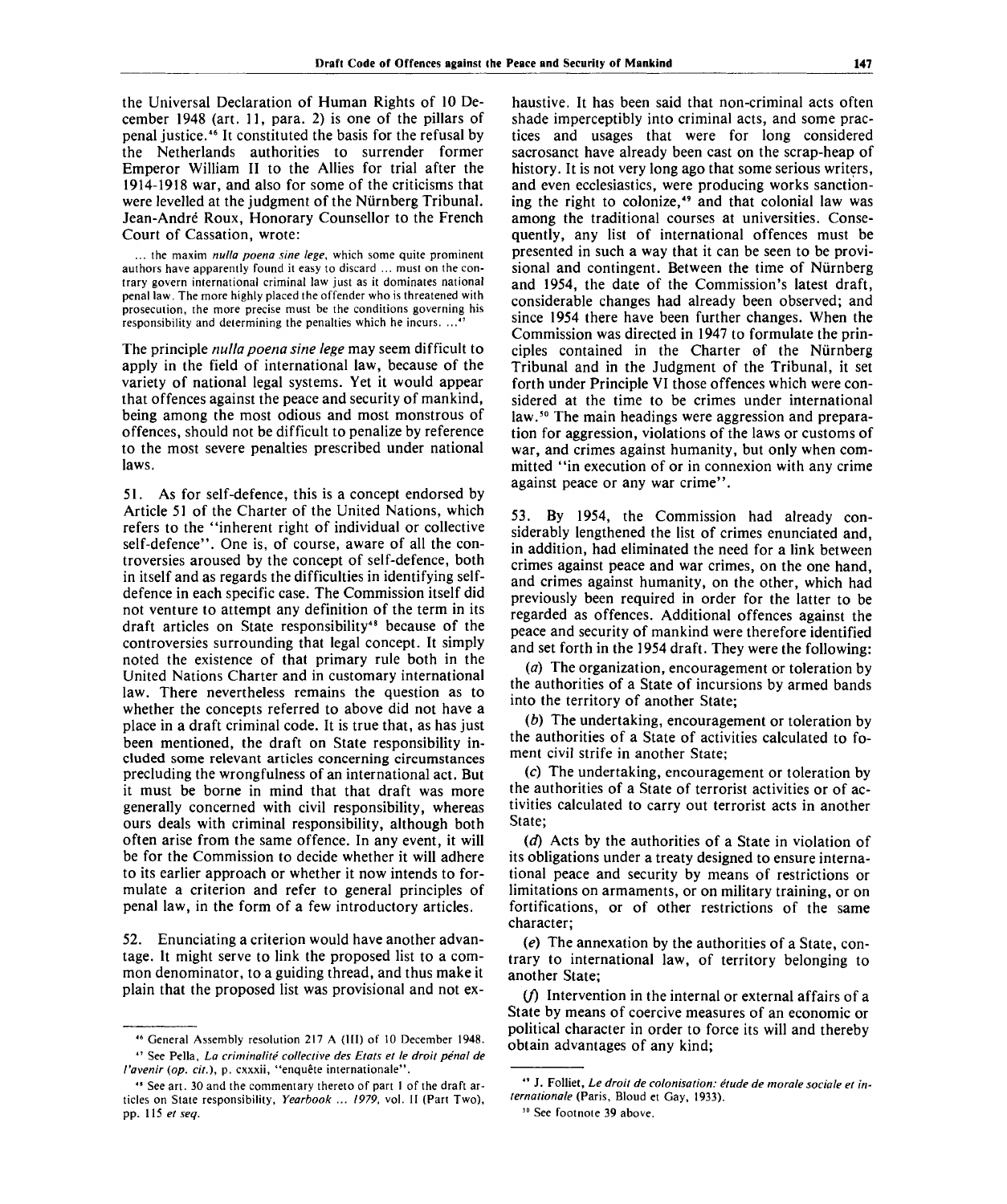the Universal Declaration of Human Rights of 10 December 1948 (art. 11, para. 2) is one of the pillars of penal justice.[46] It constituted the basis for the refusal by the Netherlands authorities to surrender former Emperor William II to the Allies for trial after the 1914-1918 war, and also for some of the criticisms that were levelled at the judgment of the Nürnberg Tribunal. Jean-André Roux, Honorary Counsellor to the French Court of Cassation, wrote:

> ... the maxim *nulla poena sine lege*, which some quite prominent authors have apparently found it easy to discard ... must on the contrary govern international criminal law just as it dominates national penal law. The more highly placed the offender who is threatened with prosecution, the more precise must be the conditions governing his responsibility and determining the penalties which he incurs. ...[47]

The principle *nulla poena sine lege* may seem difficult to apply in the field of international law, because of the variety of national legal systems. Yet it would appear that offences against the peace and security of mankind, being among the most odious and most monstrous of offences, should not be difficult to penalize by reference to the most severe penalties prescribed under national laws.

51. As for self-defence, this is a concept endorsed by Article 51 of the Charter of the United Nations, which refers to the "inherent right of individual or collective self-defence". One is, of course, aware of all the controversies aroused by the concept of self-defence, both in itself and as regards the difficulties in identifying self-defence in each specific case. The Commission itself did not venture to attempt any definition of the term in its draft articles on State responsibility[48] because of the controversies surrounding that legal concept. It simply noted the existence of that primary rule both in the United Nations Charter and in customary international law. There nevertheless remains the question as to whether the concepts referred to above did not have a place in a draft criminal code. It is true that, as has just been mentioned, the draft on State responsibility included some relevant articles concerning circumstances precluding the wrongfulness of an international act. But it must be borne in mind that that draft was more generally concerned with civil responsibility, whereas ours deals with criminal responsibility, although both often arise from the same offence. In any event, it will be for the Commission to decide whether it will adhere to its earlier approach or whether it now intends to formulate a criterion and refer to general principles of penal law, in the form of a few introductory articles.

52. Enunciating a criterion would have another advantage. It might serve to link the proposed list to a common denominator, to a guiding thread, and thus make it plain that the proposed list was provisional and not exhaustive. It has been said that non-criminal acts often shade imperceptibly into criminal acts, and some practices and usages that were for long considered sacrosanct have already been cast on the scrap-heap of history. It is not very long ago that some serious writers, and even ecclesiastics, were producing works sanctioning the right to colonize,[49] and that colonial law was among the traditional courses at universities. Consequently, any list of international offences must be presented in such a way that it can be seen to be provisional and contingent. Between the time of Nürnberg and 1954, the date of the Commission's latest draft, considerable changes had already been observed; and since 1954 there have been further changes. When the Commission was directed in 1947 to formulate the principles contained in the Charter of the Nürnberg Tribunal and in the Judgment of the Tribunal, it set forth under Principle VI those offences which were considered at the time to be crimes under international law.[50] The main headings were aggression and preparation for aggression, violations of the laws or customs of war, and crimes against humanity, but only when committed "in execution of or in connexion with any crime against peace or any war crime".

53. By 1954, the Commission had already considerably lengthened the list of crimes enunciated and, in addition, had eliminated the need for a link between crimes against peace and war crimes, on the one hand, and crimes against humanity, on the other, which had previously been required in order for the latter to be regarded as offences. Additional offences against the peace and security of mankind were therefore identified and set forth in the 1954 draft. They were the following:

(*a*) The organization, encouragement or toleration by the authorities of a State of incursions by armed bands into the territory of another State;

(*b*) The undertaking, encouragement or toleration by the authorities of a State of activities calculated to foment civil strife in another State;

(*c*) The undertaking, encouragement or toleration by the authorities of a State of terrorist activities or of activities calculated to carry out terrorist acts in another State;

(*d*) Acts by the authorities of a State in violation of its obligations under a treaty designed to ensure international peace and security by means of restrictions or limitations on armaments, or on military training, or on fortifications, or of other restrictions of the same character;

(*e*) The annexation by the authorities of a State, contrary to international law, of territory belonging to another State;

(*f*) Intervention in the internal or external affairs of a State by means of coercive measures of an economic or political character in order to force its will and thereby obtain advantages of any kind;

---

[46] General Assembly resolution 217 A (III) of 10 December 1948.

[47] See Pella, *La criminalité collective des Etats et le droit pénal de l'avenir* (*op. cit.*), p. cxxxii, "enquête internationale".

[48] See art. 30 and the commentary thereto of part 1 of the draft articles on State responsibility, *Yearbook ... 1979*, vol. II (Part Two), pp. 115 *et seq.*

[49] J. Folliet, *Le droit de colonisation: étude de morale sociale et internationale* (Paris, Bloud et Gay, 1933).

[50] See footnote 39 above.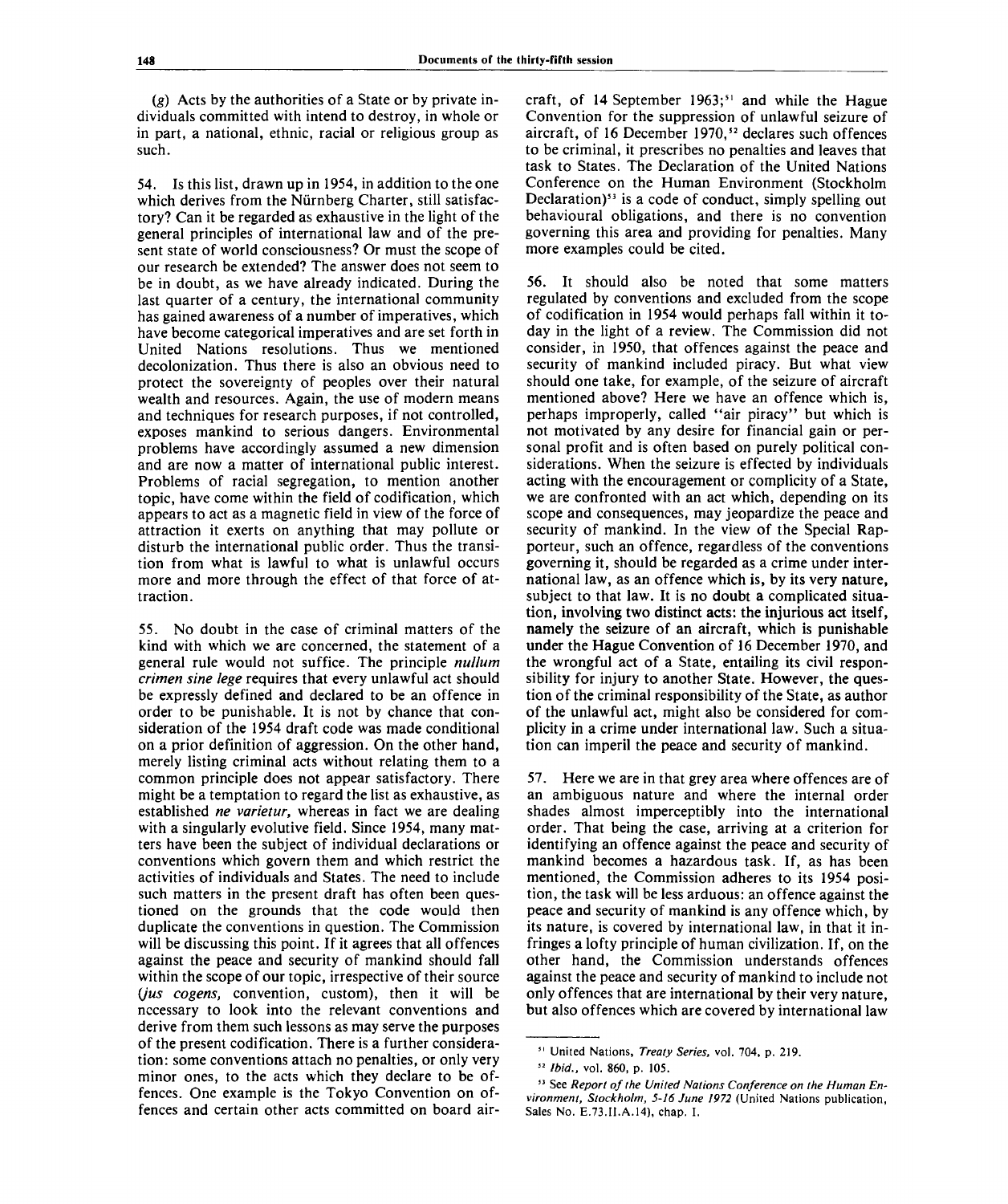(*g*) Acts by the authorities of a State or by private individuals committed with intend to destroy, in whole or in part, a national, ethnic, racial or religious group as such.

54. Is this list, drawn up in 1954, in addition to the one which derives from the Nürnberg Charter, still satisfactory? Can it be regarded as exhaustive in the light of the general principles of international law and of the present state of world consciousness? Or must the scope of our research be extended? The answer does not seem to be in doubt, as we have already indicated. During the last quarter of a century, the international community has gained awareness of a number of imperatives, which have become categorical imperatives and are set forth in United Nations resolutions. Thus we mentioned decolonization. Thus there is also an obvious need to protect the sovereignty of peoples over their natural wealth and resources. Again, the use of modern means and techniques for research purposes, if not controlled, exposes mankind to serious dangers. Environmental problems have accordingly assumed a new dimension and are now a matter of international public interest. Problems of racial segregation, to mention another topic, have come within the field of codification, which appears to act as a magnetic field in view of the force of attraction it exerts on anything that may pollute or disturb the international public order. Thus the transition from what is lawful to what is unlawful occurs more and more through the effect of that force of attraction.

55. No doubt in the case of criminal matters of the kind with which we are concerned, the statement of a general rule would not suffice. The principle *nullum crimen sine lege* requires that every unlawful act should be expressly defined and declared to be an offence in order to be punishable. It is not by chance that consideration of the 1954 draft code was made conditional on a prior definition of aggression. On the other hand, merely listing criminal acts without relating them to a common principle does not appear satisfactory. There might be a temptation to regard the list as exhaustive, as established *ne varietur*, whereas in fact we are dealing with a singularly evolutive field. Since 1954, many matters have been the subject of individual declarations or conventions which govern them and which restrict the activities of individuals and States. The need to include such matters in the present draft has often been questioned on the grounds that the code would then duplicate the conventions in question. The Commission will be discussing this point. If it agrees that all offences against the peace and security of mankind should fall within the scope of our topic, irrespective of their source (*jus cogens*, convention, custom), then it will be necessary to look into the relevant conventions and derive from them such lessons as may serve the purposes of the present codification. There is a further consideration: some conventions attach no penalties, or only very minor ones, to the acts which they declare to be offences. One example is the Tokyo Convention on offences and certain other acts committed on board aircraft, of 14 September 1963;[51] and while the Hague Convention for the suppression of unlawful seizure of aircraft, of 16 December 1970,[52] declares such offences to be criminal, it prescribes no penalties and leaves that task to States. The Declaration of the United Nations Conference on the Human Environment (Stockholm Declaration)[53] is a code of conduct, simply spelling out behavioural obligations, and there is no convention governing this area and providing for penalties. Many more examples could be cited.

56. It should also be noted that some matters regulated by conventions and excluded from the scope of codification in 1954 would perhaps fall within it today in the light of a review. The Commission did not consider, in 1950, that offences against the peace and security of mankind included piracy. But what view should one take, for example, of the seizure of aircraft mentioned above? Here we have an offence which is, perhaps improperly, called "air piracy" but which is not motivated by any desire for financial gain or personal profit and is often based on purely political considerations. When the seizure is effected by individuals acting with the encouragement or complicity of a State, we are confronted with an act which, depending on its scope and consequences, may jeopardize the peace and security of mankind. In the view of the Special Rapporteur, such an offence, regardless of the conventions governing it, should be regarded as a crime under international law, as an offence which is, by its very nature, subject to that law. It is no doubt a complicated situation, involving two distinct acts: the injurious act itself, namely the seizure of an aircraft, which is punishable under the Hague Convention of 16 December 1970, and the wrongful act of a State, entailing its civil responsibility for injury to another State. However, the question of the criminal responsibility of the State, as author of the unlawful act, might also be considered for complicity in a crime under international law. Such a situation can imperil the peace and security of mankind.

57. Here we are in that grey area where offences are of an ambiguous nature and where the internal order shades almost imperceptibly into the international order. That being the case, arriving at a criterion for identifying an offence against the peace and security of mankind becomes a hazardous task. If, as has been mentioned, the Commission adheres to its 1954 position, the task will be less arduous: an offence against the peace and security of mankind is any offence which, by its nature, is covered by international law, in that it infringes a lofty principle of human civilization. If, on the other hand, the Commission understands offences against the peace and security of mankind to include not only offences that are international by their very nature, but also offences which are covered by international law

---

[51] United Nations, *Treaty Series*, vol. 704, p. 219.

[52] *Ibid.*, vol. 860, p. 105.

[53] See *Report of the United Nations Conference on the Human Environment, Stockholm, 5-16 June 1972* (United Nations publication, Sales No. E.73.II.A.14), chap. I.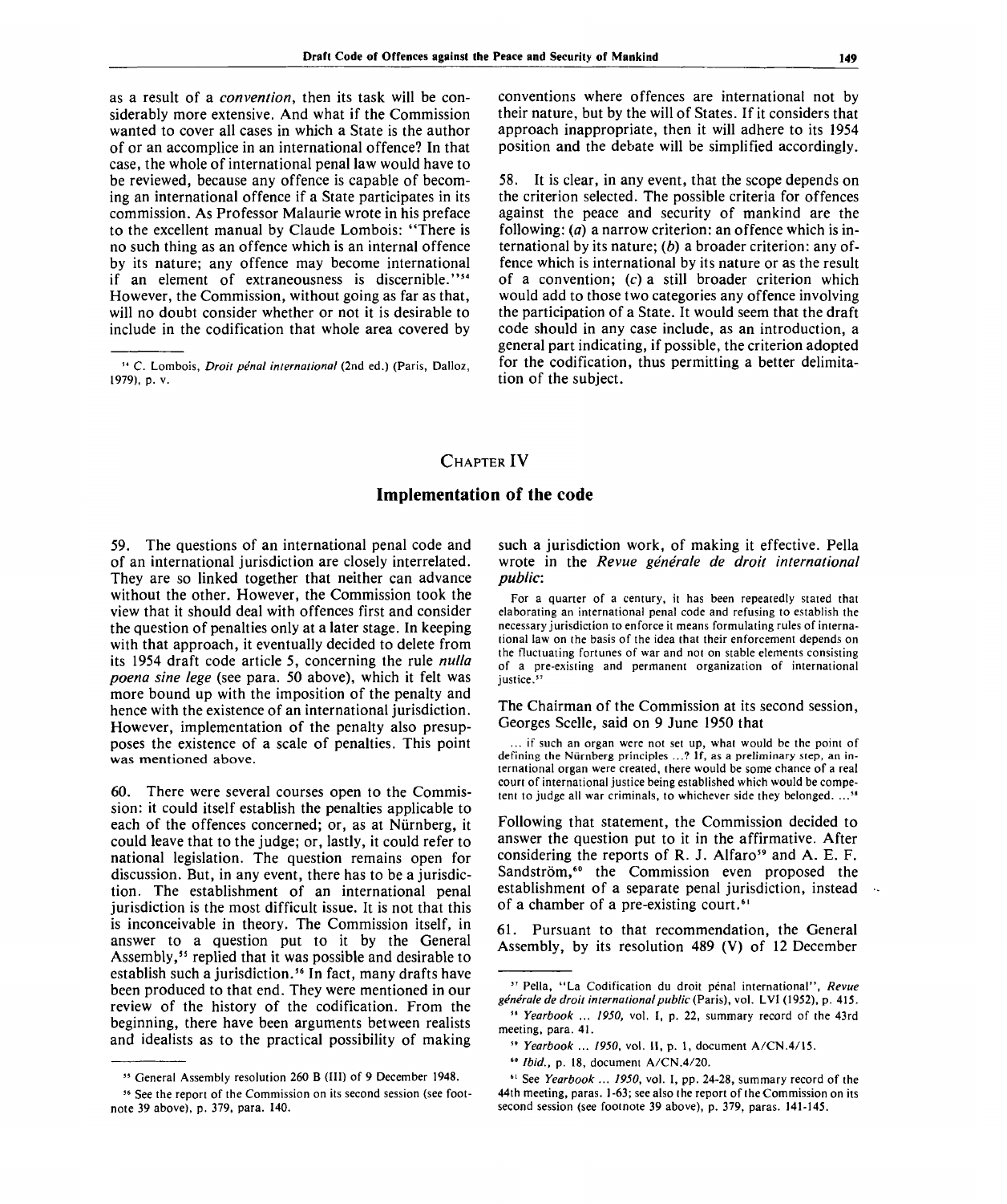as a result of a *convention*, then its task will be considerably more extensive. And what if the Commission wanted to cover all cases in which a State is the author of or an accomplice in an international offence? In that case, the whole of international penal law would have to be reviewed, because any offence is capable of becoming an international offence if a State participates in its commission. As Professor Malaurie wrote in his preface to the excellent manual by Claude Lombois: "There is no such thing as an offence which is an internal offence by its nature; any offence may become international if an element of extraneousness is discernible."[54] However, the Commission, without going as far as that, will no doubt consider whether or not it is desirable to include in the codification that whole area covered by conventions where offences are international not by their nature, but by the will of States. If it considers that approach inappropriate, then it will adhere to its 1954 position and the debate will be simplified accordingly.

58. It is clear, in any event, that the scope depends on the criterion selected. The possible criteria for offences against the peace and security of mankind are the following: (*a*) a narrow criterion: an offence which is international by its nature; (*b*) a broader criterion: any offence which is international by its nature or as the result of a convention; (*c*) a still broader criterion which would add to those two categories any offence involving the participation of a State. It would seem that the draft code should in any case include, as an introduction, a general part indicating, if possible, the criterion adopted for the codification, thus permitting a better delimitation of the subject.

[54] C. Lombois, *Droit pénal international* (2nd ed.) (Paris, Dalloz, 1979), p. v.

## CHAPTER IV

## Implementation of the code

59. The questions of an international penal code and of an international jurisdiction are closely interrelated. They are so linked together that neither can advance without the other. However, the Commission took the view that it should deal with offences first and consider the question of penalties only at a later stage. In keeping with that approach, it eventually decided to delete from its 1954 draft code article 5, concerning the rule *nulla poena sine lege* (see para. 50 above), which it felt was more bound up with the imposition of the penalty and hence with the existence of an international jurisdiction. However, implementation of the penalty also presupposes the existence of a scale of penalties. This point was mentioned above.

60. There were several courses open to the Commission: it could itself establish the penalties applicable to each of the offences concerned; or, as at Nürnberg, it could leave that to the judge; or, lastly, it could refer to national legislation. The question remains open for discussion. But, in any event, there has to be a jurisdiction. The establishment of an international penal jurisdiction is the most difficult issue. It is not that this is inconceivable in theory. The Commission itself, in answer to a question put to it by the General Assembly,[55] replied that it was possible and desirable to establish such a jurisdiction.[56] In fact, many drafts have been produced to that end. They were mentioned in our review of the history of the codification. From the beginning, there have been arguments between realists and idealists as to the practical possibility of making such a jurisdiction work, of making it effective. Pella wrote in the *Revue générale de droit international public*:

> For a quarter of a century, it has been repeatedly stated that elaborating an international penal code and refusing to establish the necessary jurisdiction to enforce it means formulating rules of international law on the basis of the idea that their enforcement depends on the fluctuating fortunes of war and not on stable elements consisting of a pre-existing and permanent organization of international justice.[57]

The Chairman of the Commission at its second session, Georges Scelle, said on 9 June 1950 that

> ... if such an organ were not set up, what would be the point of defining the Nürnberg principles ...? If, as a preliminary step, an international organ were created, there would be some chance of a real court of international justice being established which would be competent to judge all war criminals, to whichever side they belonged. ...[58]

Following that statement, the Commission decided to answer the question put to it in the affirmative. After considering the reports of R. J. Alfaro[59] and A. E. F. Sandström,[60] the Commission even proposed the establishment of a separate penal jurisdiction, instead of a chamber of a pre-existing court.[61]

61. Pursuant to that recommendation, the General Assembly, by its resolution 489 (V) of 12 December

[55] General Assembly resolution 260 B (III) of 9 December 1948.

[56] See the report of the Commission on its second session (see footnote 39 above), p. 379, para. 140.

[57] Pella, "La Codification du droit pénal international", *Revue générale de droit international public* (Paris), vol. LVI (1952), p. 415.

[58] *Yearbook ... 1950*, vol. I, p. 22, summary record of the 43rd meeting, para. 41.

[59] *Yearbook ... 1950*, vol. II, p. 1, document A/CN.4/15.

[60] *Ibid.*, p. 18, document A/CN.4/20.

[61] See *Yearbook ... 1950*, vol. I, pp. 24-28, summary record of the 44th meeting, paras. 1-63; see also the report of the Commission on its second session (see footnote 39 above), p. 379, paras. 141-145.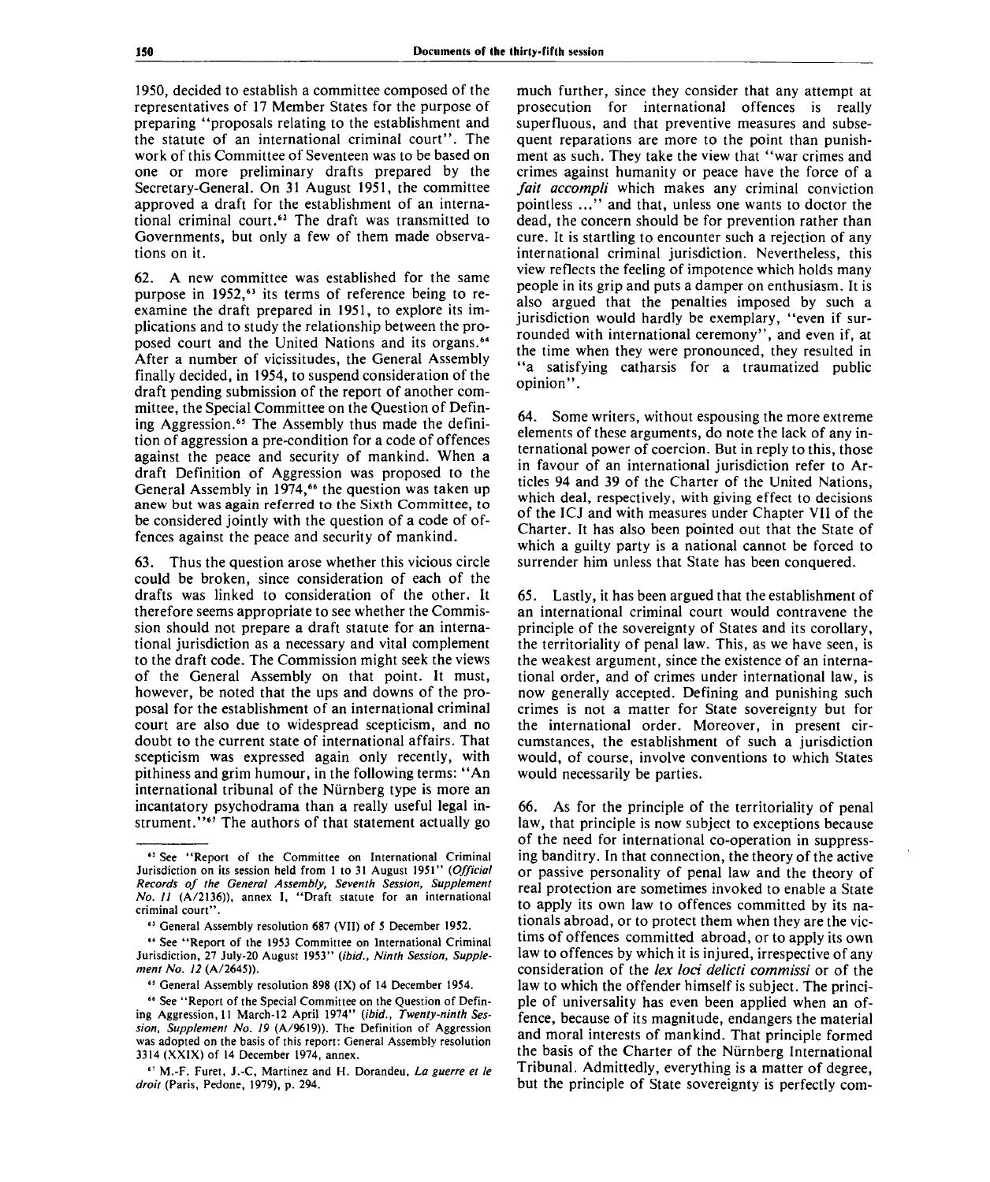1950, decided to establish a committee composed of the representatives of 17 Member States for the purpose of preparing "proposals relating to the establishment and the statute of an international criminal court". The work of this Committee of Seventeen was to be based on one or more preliminary drafts prepared by the Secretary-General. On 31 August 1951, the committee approved a draft for the establishment of an international criminal court.[62] The draft was transmitted to Governments, but only a few of them made observations on it.

62. A new committee was established for the same purpose in 1952,[63] its terms of reference being to re-examine the draft prepared in 1951, to explore its implications and to study the relationship between the proposed court and the United Nations and its organs.[64] After a number of vicissitudes, the General Assembly finally decided, in 1954, to suspend consideration of the draft pending submission of the report of another committee, the Special Committee on the Question of Defining Aggression.[65] The Assembly thus made the definition of aggression a pre-condition for a code of offences against the peace and security of mankind. When a draft Definition of Aggression was proposed to the General Assembly in 1974,[66] the question was taken up anew but was again referred to the Sixth Committee, to be considered jointly with the question of a code of offences against the peace and security of mankind.

63. Thus the question arose whether this vicious circle could be broken, since consideration of each of the drafts was linked to consideration of the other. It therefore seems appropriate to see whether the Commission should not prepare a draft statute for an international jurisdiction as a necessary and vital complement to the draft code. The Commission might seek the views of the General Assembly on that point. It must, however, be noted that the ups and downs of the proposal for the establishment of an international criminal court are also due to widespread scepticism, and no doubt to the current state of international affairs. That scepticism was expressed again only recently, with pithiness and grim humour, in the following terms: "An international tribunal of the Nürnberg type is more an incantatory psychodrama than a really useful legal instrument."[67] The authors of that statement actually go much further, since they consider that any attempt at prosecution for international offences is really superfluous, and that preventive measures and subsequent reparations are more to the point than punishment as such. They take the view that "war crimes and crimes against humanity or peace have the force of a *fait accompli* which makes any criminal conviction pointless ..." and that, unless one wants to doctor the dead, the concern should be for prevention rather than cure. It is startling to encounter such a rejection of any international criminal jurisdiction. Nevertheless, this view reflects the feeling of impotence which holds many people in its grip and puts a damper on enthusiasm. It is also argued that the penalties imposed by such a jurisdiction would hardly be exemplary, "even if surrounded with international ceremony", and even if, at the time when they were pronounced, they resulted in "a satisfying catharsis for a traumatized public opinion".

64. Some writers, without espousing the more extreme elements of these arguments, do note the lack of any international power of coercion. But in reply to this, those in favour of an international jurisdiction refer to Articles 94 and 39 of the Charter of the United Nations, which deal, respectively, with giving effect to decisions of the ICJ and with measures under Chapter VII of the Charter. It has also been pointed out that the State of which a guilty party is a national cannot be forced to surrender him unless that State has been conquered.

65. Lastly, it has been argued that the establishment of an international criminal court would contravene the principle of the sovereignty of States and its corollary, the territoriality of penal law. This, as we have seen, is the weakest argument, since the existence of an international order, and of crimes under international law, is now generally accepted. Defining and punishing such crimes is not a matter for State sovereignty but for the international order. Moreover, in present circumstances, the establishment of such a jurisdiction would, of course, involve conventions to which States would necessarily be parties.

66. As for the principle of the territoriality of penal law, that principle is now subject to exceptions because of the need for international co-operation in suppressing banditry. In that connection, the theory of the active or passive personality of penal law and the theory of real protection are sometimes invoked to enable a State to apply its own law to offences committed by its nationals abroad, or to protect them when they are the victims of offences committed abroad, or to apply its own law to offences by which it is injured, irrespective of any consideration of the *lex loci delicti commissi* or of the law to which the offender himself is subject. The principle of universality has even been applied when an offence, because of its magnitude, endangers the material and moral interests of mankind. That principle formed the basis of the Charter of the Nürnberg International Tribunal. Admittedly, everything is a matter of degree, but the principle of State sovereignty is perfectly com-

---

[62] See "Report of the Committee on International Criminal Jurisdiction on its session held from 1 to 31 August 1951" (*Official Records of the General Assembly, Seventh Session, Supplement No. 11* (A/2136)), annex I, "Draft statute for an international criminal court".

[63] General Assembly resolution 687 (VII) of 5 December 1952.

[64] See "Report of the 1953 Committee on International Criminal Jurisdiction, 27 July-20 August 1953" (*ibid., Ninth Session, Supplement No. 12* (A/2645)).

[65] General Assembly resolution 898 (IX) of 14 December 1954.

[66] See "Report of the Special Committee on the Question of Defining Aggression, 11 March-12 April 1974" (*ibid., Twenty-ninth Session, Supplement No. 19* (A/9619)). The Definition of Aggression was adopted on the basis of this report: General Assembly resolution 3314 (XXIX) of 14 December 1974, annex.

[67] M.-F. Furet, J.-C. Martinez and H. Dorandeu, *La guerre et le droit* (Paris, Pedone, 1979), p. 294.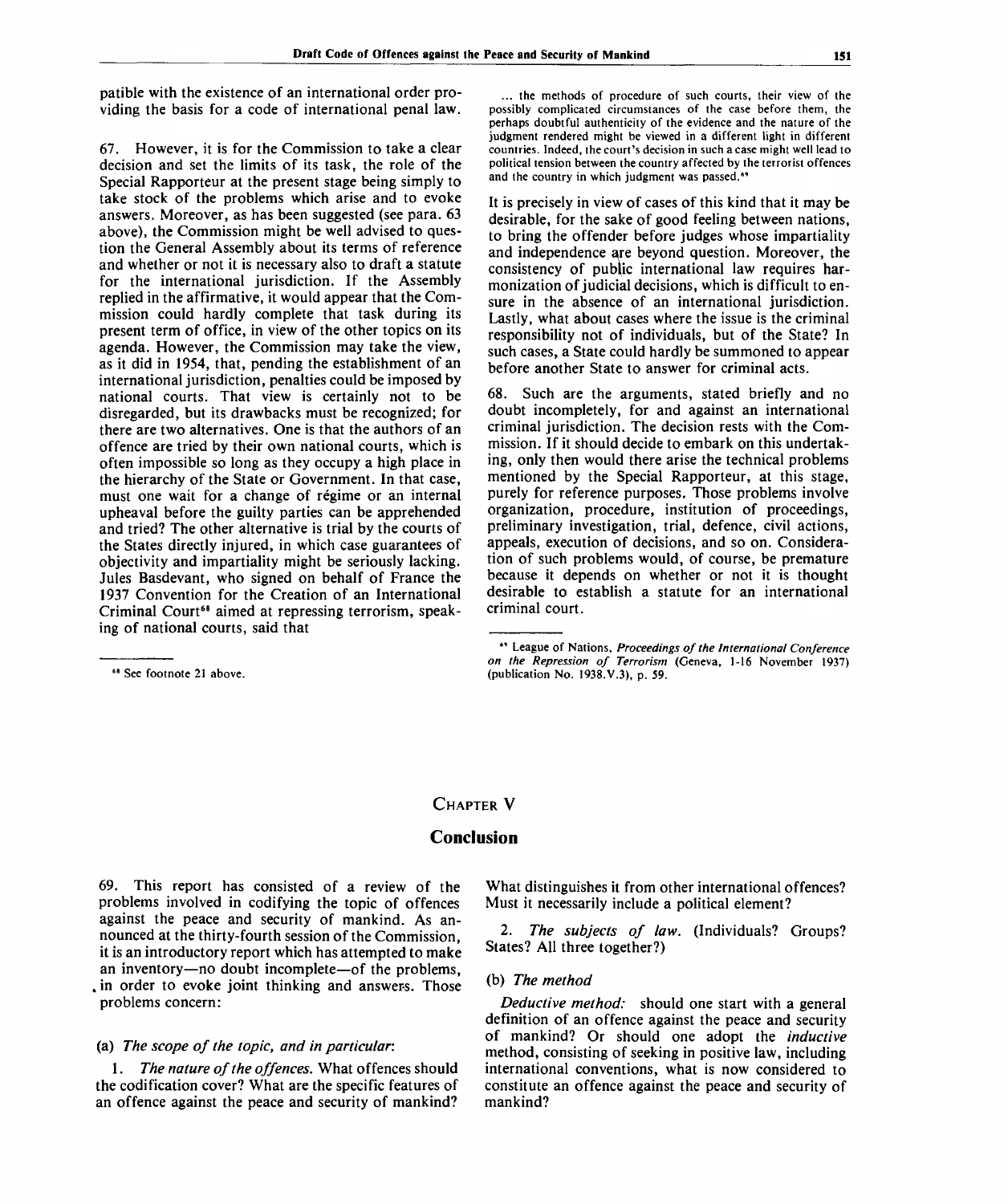patible with the existence of an international order providing the basis for a code of international penal law.

67. However, it is for the Commission to take a clear decision and set the limits of its task, the role of the Special Rapporteur at the present stage being simply to take stock of the problems which arise and to evoke answers. Moreover, as has been suggested (see para. 63 above), the Commission might be well advised to question the General Assembly about its terms of reference and whether or not it is necessary also to draft a statute for the international jurisdiction. If the Assembly replied in the affirmative, it would appear that the Commission could hardly complete that task during its present term of office, in view of the other topics on its agenda. However, the Commission may take the view, as it did in 1954, that, pending the establishment of an international jurisdiction, penalties could be imposed by national courts. That view is certainly not to be disregarded, but its drawbacks must be recognized; for there are two alternatives. One is that the authors of an offence are tried by their own national courts, which is often impossible so long as they occupy a high place in the hierarchy of the State or Government. In that case, must one wait for a change of régime or an internal upheaval before the guilty parties can be apprehended and tried? The other alternative is trial by the courts of the States directly injured, in which case guarantees of objectivity and impartiality might be seriously lacking. Jules Basdevant, who signed on behalf of France the 1937 Convention for the Creation of an International Criminal Court[68] aimed at repressing terrorism, speaking of national courts, said that

> ... the methods of procedure of such courts, their view of the possibly complicated circumstances of the case before them, the perhaps doubtful authenticity of the evidence and the nature of the judgment rendered might be viewed in a different light in different countries. Indeed, the court's decision in such a case might well lead to political tension between the country affected by the terrorist offences and the country in which judgment was passed.[69]

It is precisely in view of cases of this kind that it may be desirable, for the sake of good feeling between nations, to bring the offender before judges whose impartiality and independence are beyond question. Moreover, the consistency of public international law requires harmonization of judicial decisions, which is difficult to ensure in the absence of an international jurisdiction. Lastly, what about cases where the issue is the criminal responsibility not of individuals, but of the State? In such cases, a State could hardly be summoned to appear before another State to answer for criminal acts.

68. Such are the arguments, stated briefly and no doubt incompletely, for and against an international criminal jurisdiction. The decision rests with the Commission. If it should decide to embark on this undertaking, only then would there arise the technical problems mentioned by the Special Rapporteur, at this stage, purely for reference purposes. Those problems involve organization, procedure, institution of proceedings, preliminary investigation, trial, defence, civil actions, appeals, execution of decisions, and so on. Consideration of such problems would, of course, be premature because it depends on whether or not it is thought desirable to establish a statute for an international criminal court.

---

[68] See footnote 21 above.

[69] League of Nations, *Proceedings of the International Conference on the Repression of Terrorism* (Geneva, 1-16 November 1937) (publication No. 1938.V.3), p. 59.

## CHAPTER V

## Conclusion

69. This report has consisted of a review of the problems involved in codifying the topic of offences against the peace and security of mankind. As announced at the thirty-fourth session of the Commission, it is an introductory report which has attempted to make an inventory—no doubt incomplete—of the problems, in order to evoke joint thinking and answers. Those problems concern:

(a) *The scope of the topic, and in particular:*

1. *The nature of the offences.* What offences should the codification cover? What are the specific features of an offence against the peace and security of mankind? What distinguishes it from other international offences? Must it necessarily include a political element?

2. *The subjects of law.* (Individuals? Groups? States? All three together?)

(b) *The method*

*Deductive method:* should one start with a general definition of an offence against the peace and security of mankind? Or should one adopt the *inductive* method, consisting of seeking in positive law, including international conventions, what is now considered to constitute an offence against the peace and security of mankind?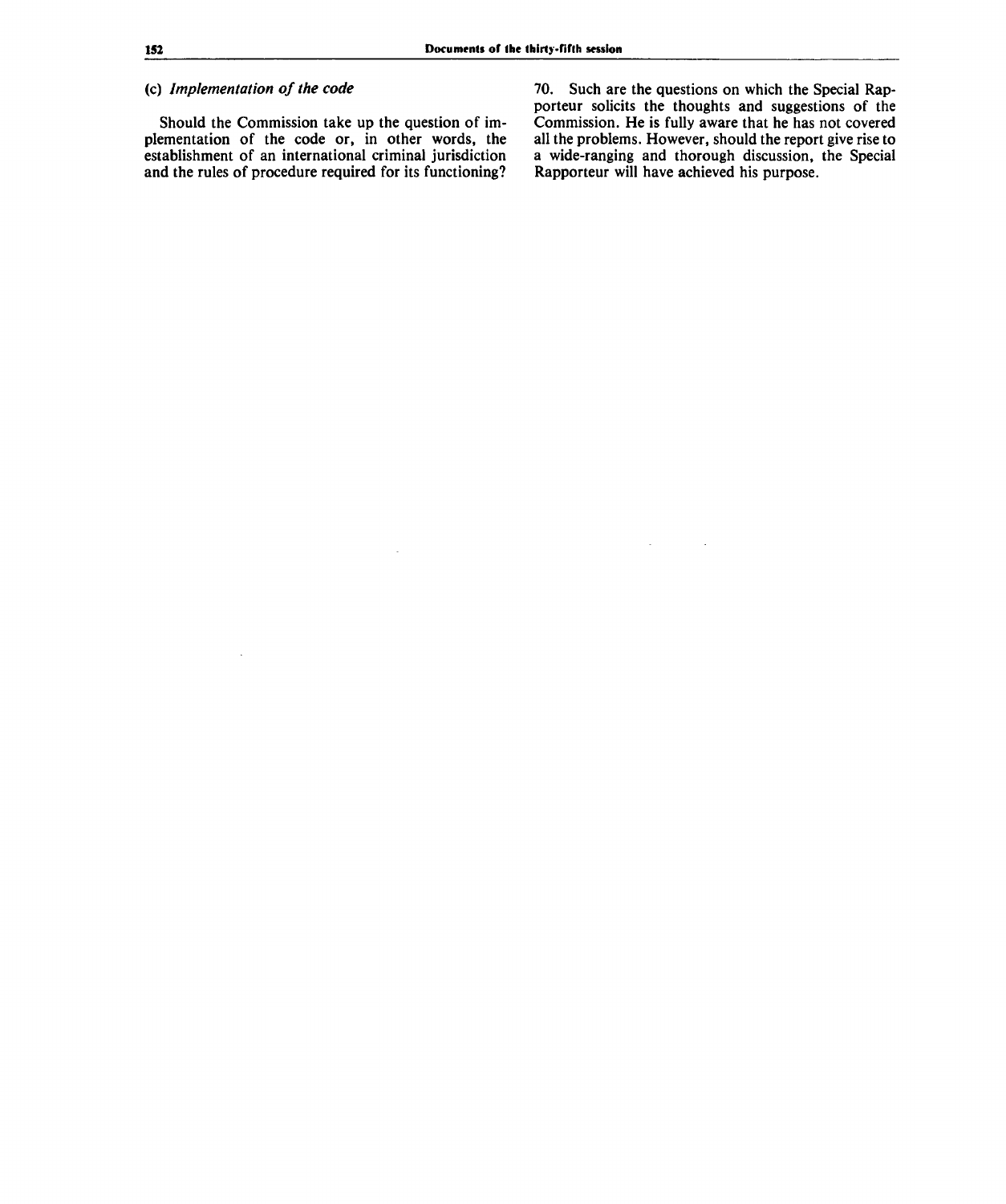(c) *Implementation of the code*

Should the Commission take up the question of implementation of the code or, in other words, the establishment of an international criminal jurisdiction and the rules of procedure required for its functioning?

70. Such are the questions on which the Special Rapporteur solicits the thoughts and suggestions of the Commission. He is fully aware that he has not covered all the problems. However, should the report give rise to a wide-ranging and thorough discussion, the Special Rapporteur will have achieved his purpose.